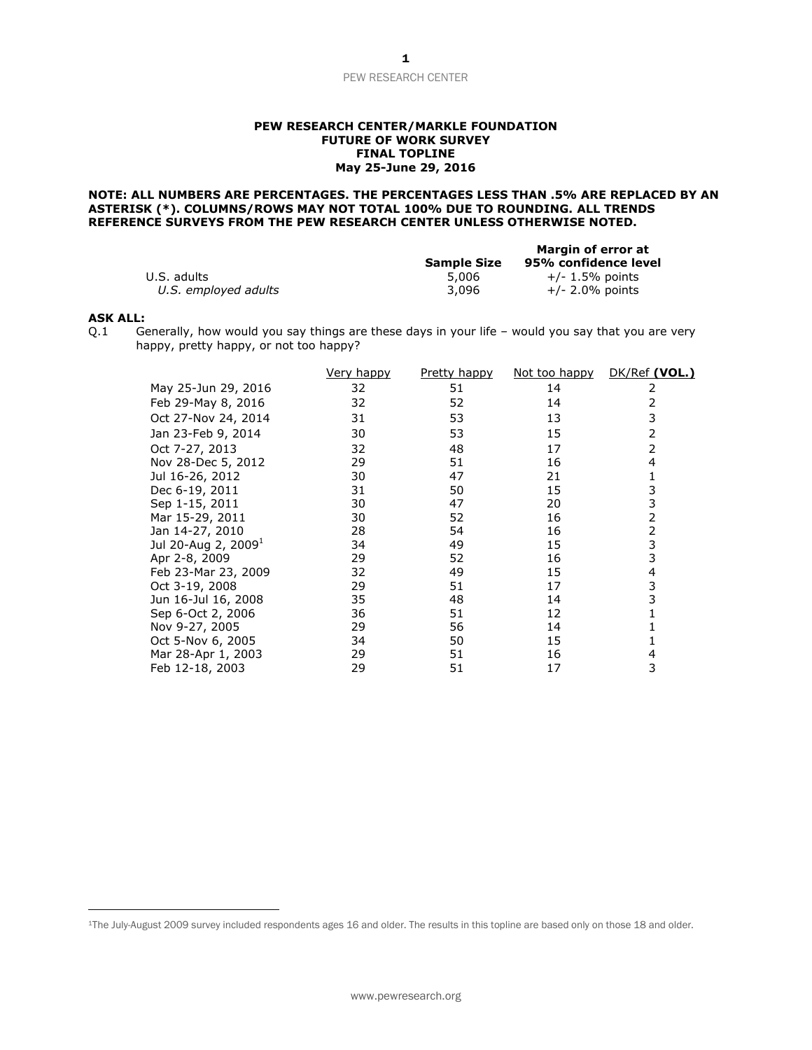**PEW RESEARCH CENTER/MARKLE FOUNDATION**
**FUTURE OF WORK SURVEY**
**FINAL TOPLINE**
**May 25-June 29, 2016**

**NOTE: ALL NUMBERS ARE PERCENTAGES. THE PERCENTAGES LESS THAN .5% ARE REPLACED BY AN ASTERISK (*). COLUMNS/ROWS MAY NOT TOTAL 100% DUE TO ROUNDING. ALL TRENDS REFERENCE SURVEYS FROM THE PEW RESEARCH CENTER UNLESS OTHERWISE NOTED.**

| | Sample Size | Margin of error at 95% confidence level |
|---|---|---|
| U.S. adults | 5,006 | +/- 1.5% points |
| *U.S. employed adults* | 3,096 | +/- 2.0% points |

**ASK ALL:**

Q.1 Generally, how would you say things are these days in your life – would you say that you are very happy, pretty happy, or not too happy?

| | Very happy | Pretty happy | Not too happy | DK/Ref **(VOL.)** |
|---|---|---|---|---|
| May 25-Jun 29, 2016 | 32 | 51 | 14 | 2 |
| Feb 29-May 8, 2016 | 32 | 52 | 14 | 2 |
| Oct 27-Nov 24, 2014 | 31 | 53 | 13 | 3 |
| Jan 23-Feb 9, 2014 | 30 | 53 | 15 | 2 |
| Oct 7-27, 2013 | 32 | 48 | 17 | 2 |
| Nov 28-Dec 5, 2012 | 29 | 51 | 16 | 4 |
| Jul 16-26, 2012 | 30 | 47 | 21 | 1 |
| Dec 6-19, 2011 | 31 | 50 | 15 | 3 |
| Sep 1-15, 2011 | 30 | 47 | 20 | 3 |
| Mar 15-29, 2011 | 30 | 52 | 16 | 2 |
| Jan 14-27, 2010 | 28 | 54 | 16 | 2 |
| Jul 20-Aug 2, 2009[1] | 34 | 49 | 15 | 3 |
| Apr 2-8, 2009 | 29 | 52 | 16 | 3 |
| Feb 23-Mar 23, 2009 | 32 | 49 | 15 | 4 |
| Oct 3-19, 2008 | 29 | 51 | 17 | 3 |
| Jun 16-Jul 16, 2008 | 35 | 48 | 14 | 3 |
| Sep 6-Oct 2, 2006 | 36 | 51 | 12 | 1 |
| Nov 9-27, 2005 | 29 | 56 | 14 | 1 |
| Oct 5-Nov 6, 2005 | 34 | 50 | 15 | 1 |
| Mar 28-Apr 1, 2003 | 29 | 51 | 16 | 4 |
| Feb 12-18, 2003 | 29 | 51 | 17 | 3 |

[1]The July-August 2009 survey included respondents ages 16 and older. The results in this topline are based only on those 18 and older.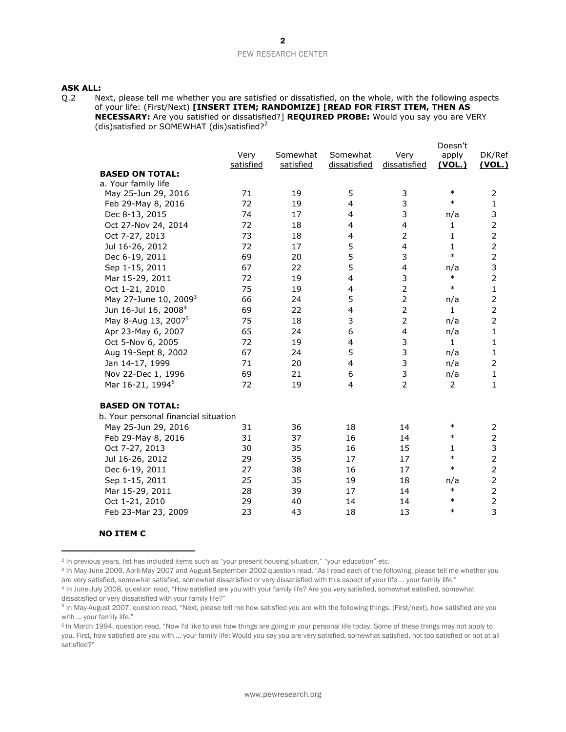**ASK ALL:**

Q.2 Next, please tell me whether you are satisfied or dissatisfied, on the whole, with the following aspects of your life: (First/Next) **[INSERT ITEM; RANDOMIZE] [READ FOR FIRST ITEM, THEN AS NECESSARY:** Are you satisfied or dissatisfied?] **REQUIRED PROBE:** Would you say you are VERY (dis)satisfied or SOMEWHAT (dis)satisfied?[2]

| | Very satisfied | Somewhat satisfied | Somewhat dissatisfied | Very dissatisfied | Doesn't apply **(VOL.)** | DK/Ref **(VOL.)** |
|---|---|---|---|---|---|---|
| **BASED ON TOTAL:** | | | | | | |
| a. Your family life | | | | | | |
| May 25-Jun 29, 2016 | 71 | 19 | 5 | 3 | * | 2 |
| Feb 29-May 8, 2016 | 72 | 19 | 4 | 3 | * | 1 |
| Dec 8-13, 2015 | 74 | 17 | 4 | 3 | n/a | 3 |
| Oct 27-Nov 24, 2014 | 72 | 18 | 4 | 4 | 1 | 2 |
| Oct 7-27, 2013 | 73 | 18 | 4 | 2 | 1 | 2 |
| Jul 16-26, 2012 | 72 | 17 | 5 | 4 | 1 | 2 |
| Dec 6-19, 2011 | 69 | 20 | 5 | 3 | * | 2 |
| Sep 1-15, 2011 | 67 | 22 | 5 | 4 | n/a | 3 |
| Mar 15-29, 2011 | 72 | 19 | 4 | 3 | * | 2 |
| Oct 1-21, 2010 | 75 | 19 | 4 | 2 | * | 1 |
| May 27-June 10, 2009[3] | 66 | 24 | 5 | 2 | n/a | 2 |
| Jun 16-Jul 16, 2008[4] | 69 | 22 | 4 | 2 | 1 | 2 |
| May 8-Aug 13, 2007[5] | 75 | 18 | 3 | 2 | n/a | 2 |
| Apr 23-May 6, 2007 | 65 | 24 | 6 | 4 | n/a | 1 |
| Oct 5-Nov 6, 2005 | 72 | 19 | 4 | 3 | 1 | 1 |
| Aug 19-Sept 8, 2002 | 67 | 24 | 5 | 3 | n/a | 1 |
| Jan 14-17, 1999 | 71 | 20 | 4 | 3 | n/a | 2 |
| Nov 22-Dec 1, 1996 | 69 | 21 | 6 | 3 | n/a | 1 |
| Mar 16-21, 1994[6] | 72 | 19 | 4 | 2 | 2 | 1 |
| **BASED ON TOTAL:** | | | | | | |
| b. Your personal financial situation | | | | | | |
| May 25-Jun 29, 2016 | 31 | 36 | 18 | 14 | * | 2 |
| Feb 29-May 8, 2016 | 31 | 37 | 16 | 14 | * | 2 |
| Oct 7-27, 2013 | 30 | 35 | 16 | 15 | 1 | 3 |
| Jul 16-26, 2012 | 29 | 35 | 17 | 17 | * | 2 |
| Dec 6-19, 2011 | 27 | 38 | 16 | 17 | * | 2 |
| Sep 1-15, 2011 | 25 | 35 | 19 | 18 | n/a | 2 |
| Mar 15-29, 2011 | 28 | 39 | 17 | 14 | * | 2 |
| Oct 1-21, 2010 | 29 | 40 | 14 | 14 | * | 2 |
| Feb 23-Mar 23, 2009 | 23 | 43 | 18 | 13 | * | 3 |

**NO ITEM C**

---

[2] In previous years, list has included items such as "your present housing situation," "your education" etc.

[3] In May-June 2009, April-May 2007 and August-September 2002 question read, "As I read each of the following, please tell me whether you are very satisfied, somewhat satisfied, somewhat dissatisfied or very dissatisfied with this aspect of your life … your family life."

[4] In June-July 2008, question read, "How satisfied are you with your family life? Are you very satisfied, somewhat satisfied, somewhat dissatisfied or very dissatisfied with your family life?"

[5] In May-August 2007, question read, "Next, please tell me how satisfied you are with the following things. (First/next), how satisfied are you with … your family life."

[6] In March 1994, question read, "Now I'd like to ask how things are going in your personal life today. Some of these things may not apply to you. First, how satisfied are you with … your family life: Would you say you are very satisfied, somewhat satisfied, not too satisfied or not at all satisfied?"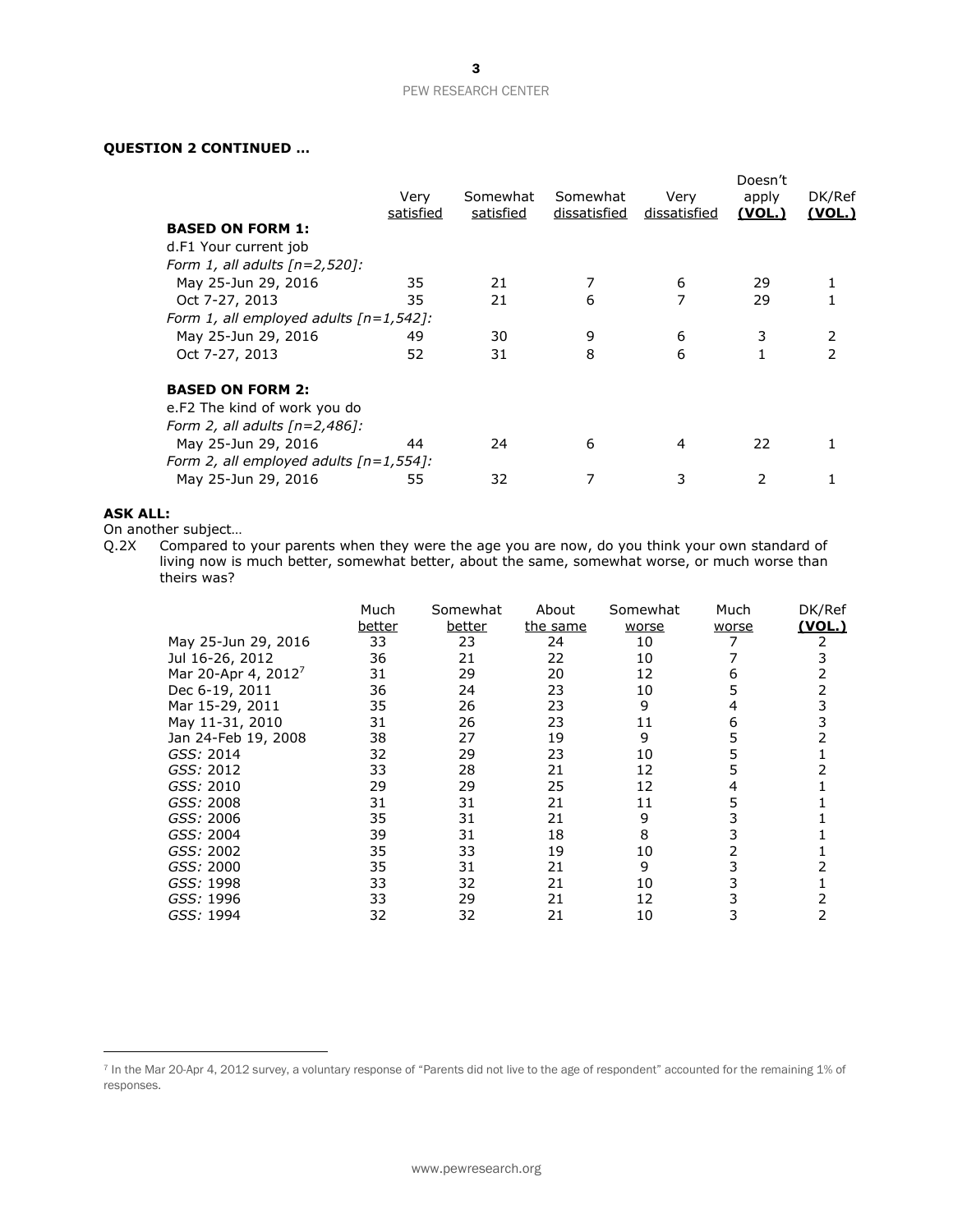**QUESTION 2 CONTINUED …**

| | Very satisfied | Somewhat satisfied | Somewhat dissatisfied | Very dissatisfied | Doesn't apply (VOL.) | DK/Ref (VOL.) |
|---|---|---|---|---|---|---|
| **BASED ON FORM 1:** | | | | | | |
| d.F1 Your current job | | | | | | |
| *Form 1, all adults [n=2,520]:* | | | | | | |
| May 25-Jun 29, 2016 | 35 | 21 | 7 | 6 | 29 | 1 |
| Oct 7-27, 2013 | 35 | 21 | 6 | 7 | 29 | 1 |
| *Form 1, all employed adults [n=1,542]:* | | | | | | |
| May 25-Jun 29, 2016 | 49 | 30 | 9 | 6 | 3 | 2 |
| Oct 7-27, 2013 | 52 | 31 | 8 | 6 | 1 | 2 |
| **BASED ON FORM 2:** | | | | | | |
| e.F2 The kind of work you do | | | | | | |
| *Form 2, all adults [n=2,486]:* | | | | | | |
| May 25-Jun 29, 2016 | 44 | 24 | 6 | 4 | 22 | 1 |
| *Form 2, all employed adults [n=1,554]:* | | | | | | |
| May 25-Jun 29, 2016 | 55 | 32 | 7 | 3 | 2 | 1 |

**ASK ALL:**

On another subject…

Q.2X Compared to your parents when they were the age you are now, do you think your own standard of living now is much better, somewhat better, about the same, somewhat worse, or much worse than theirs was?

| | Much better | Somewhat better | About the same | Somewhat worse | Much worse | DK/Ref (VOL.) |
|---|---|---|---|---|---|---|
| May 25-Jun 29, 2016 | 33 | 23 | 24 | 10 | 7 | 2 |
| Jul 16-26, 2012 | 36 | 21 | 22 | 10 | 7 | 3 |
| Mar 20-Apr 4, 2012[7] | 31 | 29 | 20 | 12 | 6 | 2 |
| Dec 6-19, 2011 | 36 | 24 | 23 | 10 | 5 | 2 |
| Mar 15-29, 2011 | 35 | 26 | 23 | 9 | 4 | 3 |
| May 11-31, 2010 | 31 | 26 | 23 | 11 | 6 | 3 |
| Jan 24-Feb 19, 2008 | 38 | 27 | 19 | 9 | 5 | 2 |
| *GSS:* 2014 | 32 | 29 | 23 | 10 | 5 | 1 |
| *GSS:* 2012 | 33 | 28 | 21 | 12 | 5 | 2 |
| *GSS:* 2010 | 29 | 29 | 25 | 12 | 4 | 1 |
| *GSS:* 2008 | 31 | 31 | 21 | 11 | 5 | 1 |
| *GSS:* 2006 | 35 | 31 | 21 | 9 | 3 | 1 |
| *GSS:* 2004 | 39 | 31 | 18 | 8 | 3 | 1 |
| *GSS:* 2002 | 35 | 33 | 19 | 10 | 2 | 1 |
| *GSS:* 2000 | 35 | 31 | 21 | 9 | 3 | 2 |
| *GSS:* 1998 | 33 | 32 | 21 | 10 | 3 | 1 |
| *GSS:* 1996 | 33 | 29 | 21 | 12 | 3 | 2 |
| *GSS:* 1994 | 32 | 32 | 21 | 10 | 3 | 2 |

[7] In the Mar 20-Apr 4, 2012 survey, a voluntary response of "Parents did not live to the age of respondent" accounted for the remaining 1% of responses.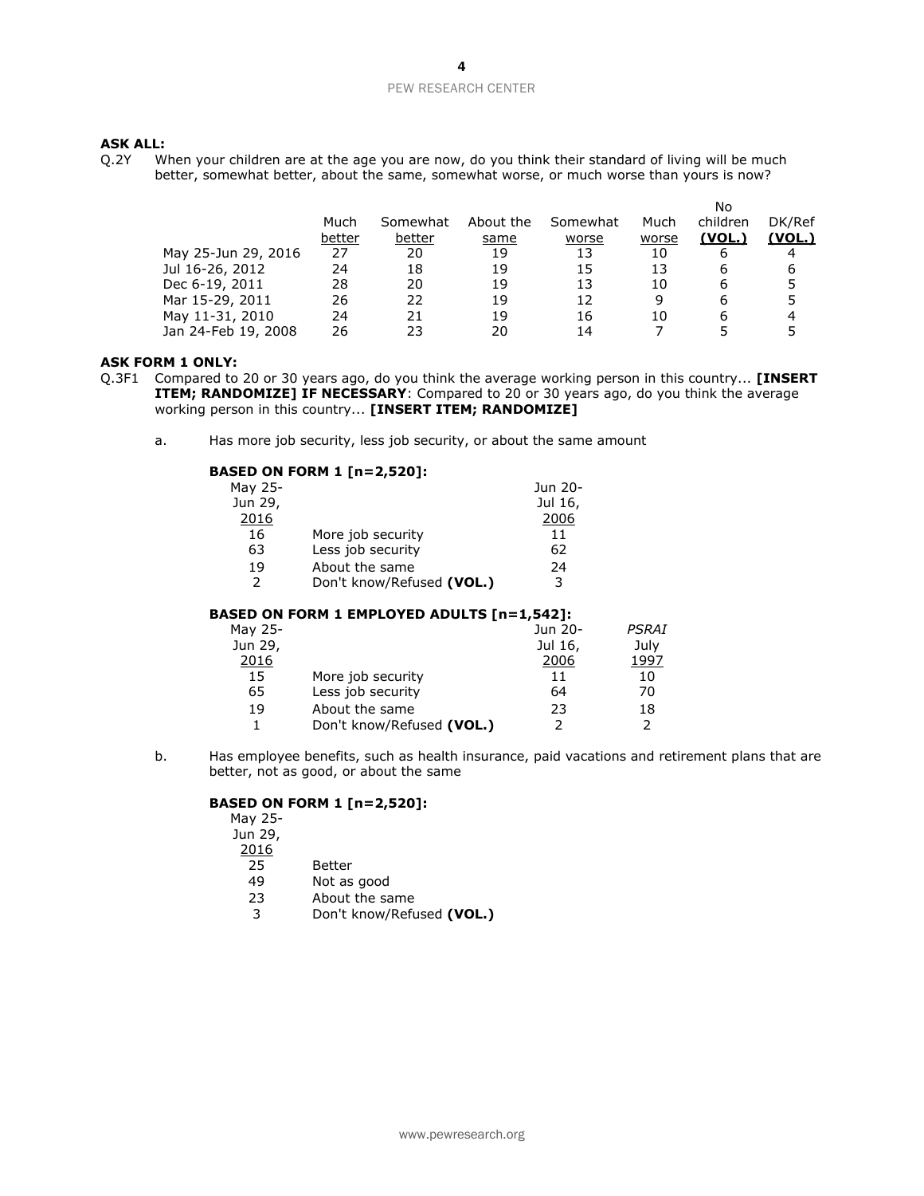**ASK ALL:**

Q.2Y When your children are at the age you are now, do you think their standard of living will be much better, somewhat better, about the same, somewhat worse, or much worse than yours is now?

| | Much better | Somewhat better | About the same | Somewhat worse | Much worse | No children **(VOL.)** | DK/Ref **(VOL.)** |
|---|---|---|---|---|---|---|---|
| May 25-Jun 29, 2016 | 27 | 20 | 19 | 13 | 10 | 6 | 4 |
| Jul 16-26, 2012 | 24 | 18 | 19 | 15 | 13 | 6 | 6 |
| Dec 6-19, 2011 | 28 | 20 | 19 | 13 | 10 | 6 | 5 |
| Mar 15-29, 2011 | 26 | 22 | 19 | 12 | 9 | 6 | 5 |
| May 11-31, 2010 | 24 | 21 | 19 | 16 | 10 | 6 | 4 |
| Jan 24-Feb 19, 2008 | 26 | 23 | 20 | 14 | 7 | 5 | 5 |

**ASK FORM 1 ONLY:**

Q.3F1 Compared to 20 or 30 years ago, do you think the average working person in this country... **[INSERT ITEM; RANDOMIZE] IF NECESSARY**: Compared to 20 or 30 years ago, do you think the average working person in this country... **[INSERT ITEM; RANDOMIZE]**

a. Has more job security, less job security, or about the same amount

**BASED ON FORM 1 [n=2,520]:**

| May 25-Jun 29, 2016 | | Jun 20-Jul 16, 2006 |
|---|---|---|
| 16 | More job security | 11 |
| 63 | Less job security | 62 |
| 19 | About the same | 24 |
| 2 | Don't know/Refused **(VOL.)** | 3 |

**BASED ON FORM 1 EMPLOYED ADULTS [n=1,542]:**

| May 25-Jun 29, 2016 | | Jun 20-Jul 16, 2006 | *PSRAI* July 1997 |
|---|---|---|---|
| 15 | More job security | 11 | 10 |
| 65 | Less job security | 64 | 70 |
| 19 | About the same | 23 | 18 |
| 1 | Don't know/Refused **(VOL.)** | 2 | 2 |

b. Has employee benefits, such as health insurance, paid vacations and retirement plans that are better, not as good, or about the same

**BASED ON FORM 1 [n=2,520]:**

| May 25-Jun 29, 2016 | |
|---|---|
| 25 | Better |
| 49 | Not as good |
| 23 | About the same |
| 3 | Don't know/Refused **(VOL.)** |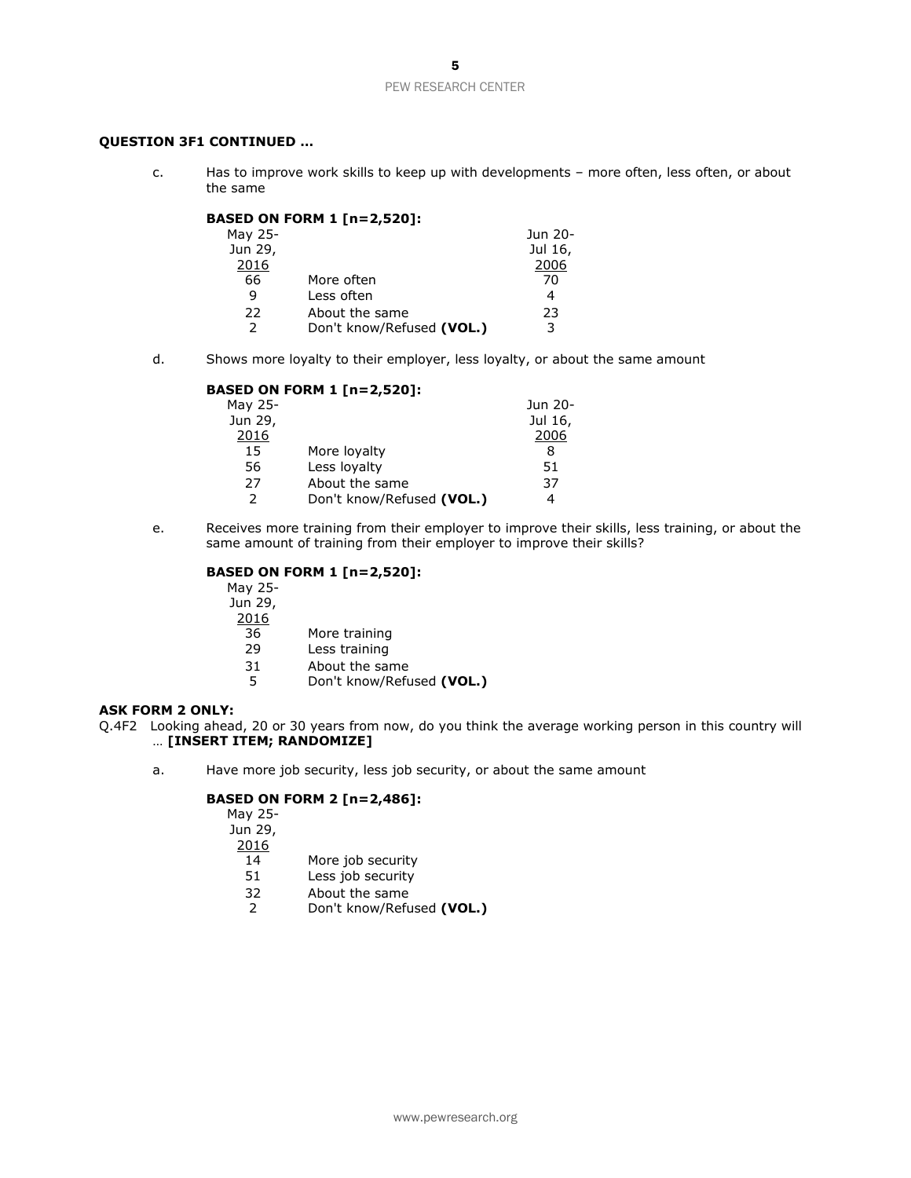**QUESTION 3F1 CONTINUED …**

c. Has to improve work skills to keep up with developments – more often, less often, or about the same

**BASED ON FORM 1 [n=2,520]:**

| May 25-Jun 29, 2016 | | Jun 20-Jul 16, 2006 |
|---|---|---|
| 66 | More often | 70 |
| 9 | Less often | 4 |
| 22 | About the same | 23 |
| 2 | Don't know/Refused **(VOL.)** | 3 |

d. Shows more loyalty to their employer, less loyalty, or about the same amount

**BASED ON FORM 1 [n=2,520]:**

| May 25-Jun 29, 2016 | | Jun 20-Jul 16, 2006 |
|---|---|---|
| 15 | More loyalty | 8 |
| 56 | Less loyalty | 51 |
| 27 | About the same | 37 |
| 2 | Don't know/Refused **(VOL.)** | 4 |

e. Receives more training from their employer to improve their skills, less training, or about the same amount of training from their employer to improve their skills?

**BASED ON FORM 1 [n=2,520]:**

| May 25-Jun 29, 2016 | |
|---|---|
| 36 | More training |
| 29 | Less training |
| 31 | About the same |
| 5 | Don't know/Refused **(VOL.)** |

**ASK FORM 2 ONLY:**

Q.4F2 Looking ahead, 20 or 30 years from now, do you think the average working person in this country will … **[INSERT ITEM; RANDOMIZE]**

a. Have more job security, less job security, or about the same amount

**BASED ON FORM 2 [n=2,486]:**

| May 25-Jun 29, 2016 | |
|---|---|
| 14 | More job security |
| 51 | Less job security |
| 32 | About the same |
| 2 | Don't know/Refused **(VOL.)** |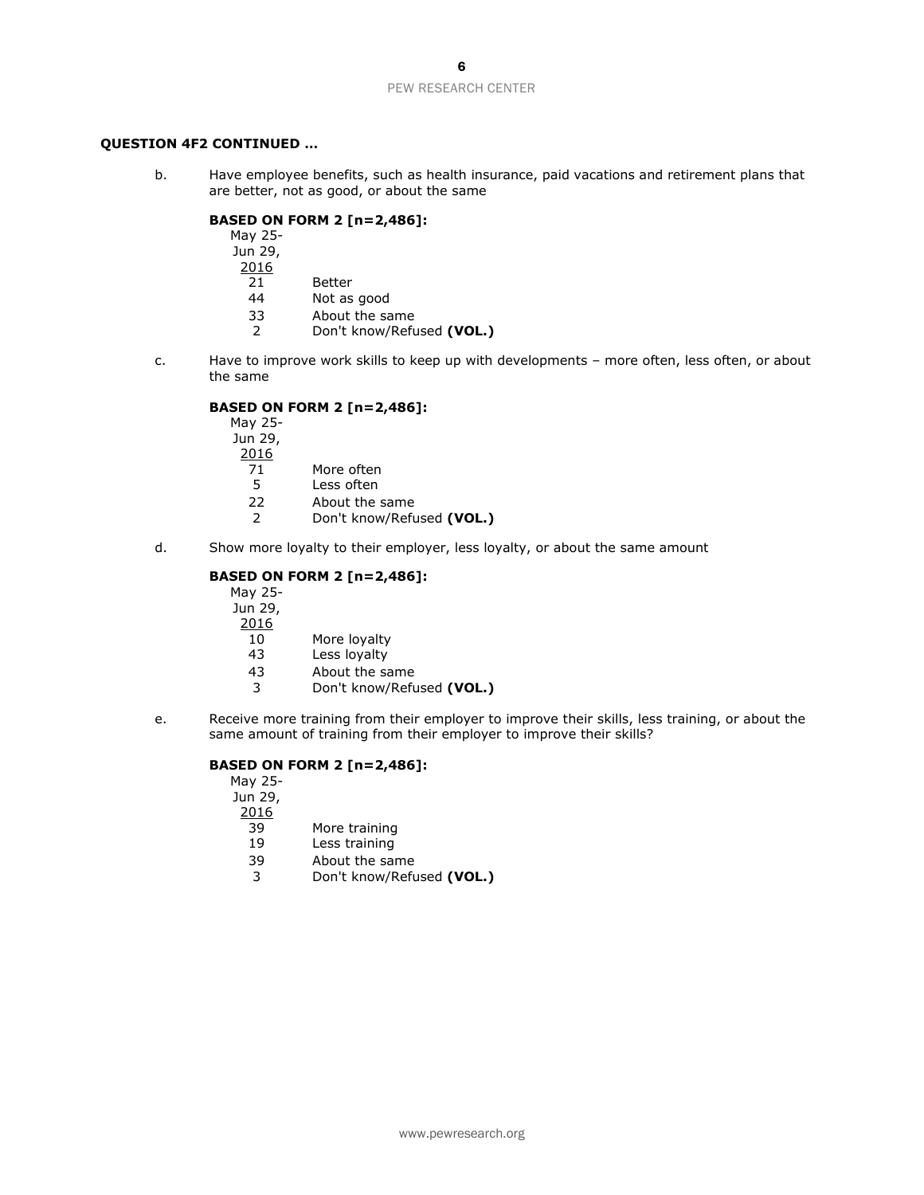**QUESTION 4F2 CONTINUED …**

b. Have employee benefits, such as health insurance, paid vacations and retirement plans that are better, not as good, or about the same

**BASED ON FORM 2 [n=2,486]:**

| May 25-Jun 29, 2016 | |
|---|---|
| 21 | Better |
| 44 | Not as good |
| 33 | About the same |
| 2 | Don't know/Refused **(VOL.)** |

c. Have to improve work skills to keep up with developments – more often, less often, or about the same

**BASED ON FORM 2 [n=2,486]:**

| May 25-Jun 29, 2016 | |
|---|---|
| 71 | More often |
| 5 | Less often |
| 22 | About the same |
| 2 | Don't know/Refused **(VOL.)** |

d. Show more loyalty to their employer, less loyalty, or about the same amount

**BASED ON FORM 2 [n=2,486]:**

| May 25-Jun 29, 2016 | |
|---|---|
| 10 | More loyalty |
| 43 | Less loyalty |
| 43 | About the same |
| 3 | Don't know/Refused **(VOL.)** |

e. Receive more training from their employer to improve their skills, less training, or about the same amount of training from their employer to improve their skills?

**BASED ON FORM 2 [n=2,486]:**

| May 25-Jun 29, 2016 | |
|---|---|
| 39 | More training |
| 19 | Less training |
| 39 | About the same |
| 3 | Don't know/Refused **(VOL.)** |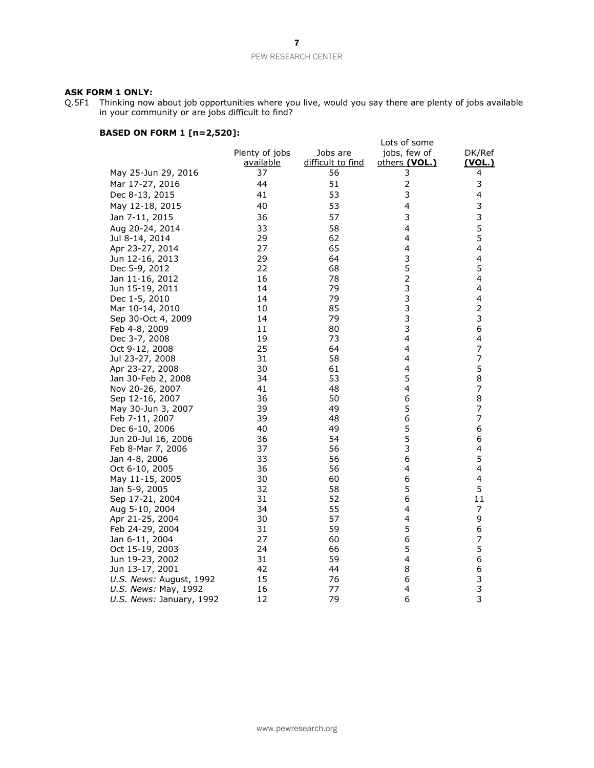**ASK FORM 1 ONLY:**

Q.5F1 Thinking now about job opportunities where you live, would you say there are plenty of jobs available in your community or are jobs difficult to find?

**BASED ON FORM 1 [n=2,520]:**

| | Plenty of jobs available | Jobs are difficult to find | Lots of some jobs, few of others **(VOL.)** | DK/Ref **(VOL.)** |
|---|---|---|---|---|
| May 25-Jun 29, 2016 | 37 | 56 | 3 | 4 |
| Mar 17-27, 2016 | 44 | 51 | 2 | 3 |
| Dec 8-13, 2015 | 41 | 53 | 3 | 4 |
| May 12-18, 2015 | 40 | 53 | 4 | 3 |
| Jan 7-11, 2015 | 36 | 57 | 3 | 3 |
| Aug 20-24, 2014 | 33 | 58 | 4 | 5 |
| Jul 8-14, 2014 | 29 | 62 | 4 | 5 |
| Apr 23-27, 2014 | 27 | 65 | 4 | 4 |
| Jun 12-16, 2013 | 29 | 64 | 3 | 4 |
| Dec 5-9, 2012 | 22 | 68 | 5 | 5 |
| Jan 11-16, 2012 | 16 | 78 | 2 | 4 |
| Jun 15-19, 2011 | 14 | 79 | 3 | 4 |
| Dec 1-5, 2010 | 14 | 79 | 3 | 4 |
| Mar 10-14, 2010 | 10 | 85 | 3 | 2 |
| Sep 30-Oct 4, 2009 | 14 | 79 | 3 | 3 |
| Feb 4-8, 2009 | 11 | 80 | 3 | 6 |
| Dec 3-7, 2008 | 19 | 73 | 4 | 4 |
| Oct 9-12, 2008 | 25 | 64 | 4 | 7 |
| Jul 23-27, 2008 | 31 | 58 | 4 | 7 |
| Apr 23-27, 2008 | 30 | 61 | 4 | 5 |
| Jan 30-Feb 2, 2008 | 34 | 53 | 5 | 8 |
| Nov 20-26, 2007 | 41 | 48 | 4 | 7 |
| Sep 12-16, 2007 | 36 | 50 | 6 | 8 |
| May 30-Jun 3, 2007 | 39 | 49 | 5 | 7 |
| Feb 7-11, 2007 | 39 | 48 | 6 | 7 |
| Dec 6-10, 2006 | 40 | 49 | 5 | 6 |
| Jun 20-Jul 16, 2006 | 36 | 54 | 5 | 6 |
| Feb 8-Mar 7, 2006 | 37 | 56 | 3 | 4 |
| Jan 4-8, 2006 | 33 | 56 | 6 | 5 |
| Oct 6-10, 2005 | 36 | 56 | 4 | 4 |
| May 11-15, 2005 | 30 | 60 | 6 | 4 |
| Jan 5-9, 2005 | 32 | 58 | 5 | 5 |
| Sep 17-21, 2004 | 31 | 52 | 6 | 11 |
| Aug 5-10, 2004 | 34 | 55 | 4 | 7 |
| Apr 21-25, 2004 | 30 | 57 | 4 | 9 |
| Feb 24-29, 2004 | 31 | 59 | 5 | 6 |
| Jan 6-11, 2004 | 27 | 60 | 6 | 7 |
| Oct 15-19, 2003 | 24 | 66 | 5 | 5 |
| Jun 19-23, 2002 | 31 | 59 | 4 | 6 |
| Jun 13-17, 2001 | 42 | 44 | 8 | 6 |
| *U.S. News:* August, 1992 | 15 | 76 | 6 | 3 |
| *U.S. News:* May, 1992 | 16 | 77 | 4 | 3 |
| *U.S. News:* January, 1992 | 12 | 79 | 6 | 3 |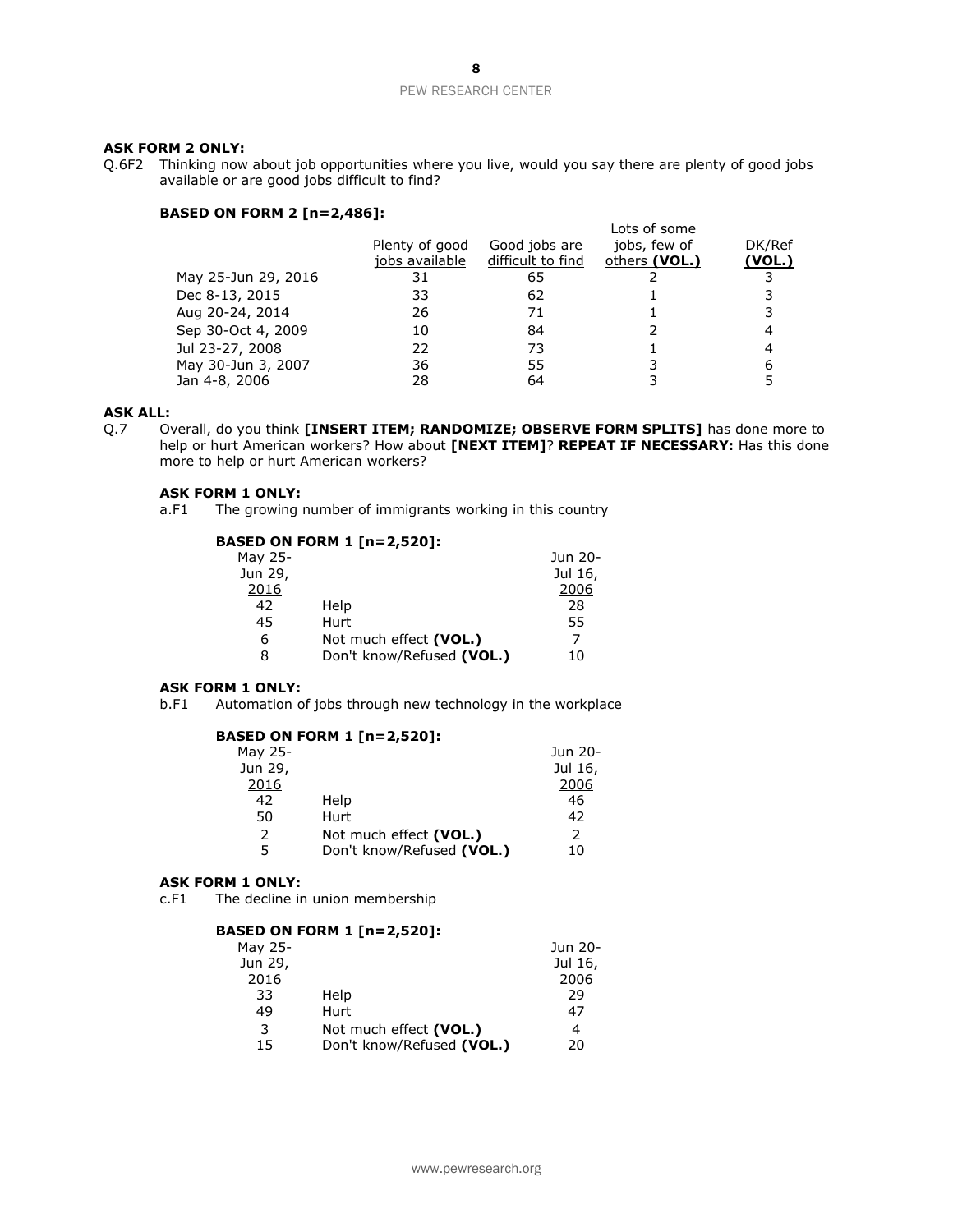**ASK FORM 2 ONLY:**

Q.6F2 Thinking now about job opportunities where you live, would you say there are plenty of good jobs available or are good jobs difficult to find?

**BASED ON FORM 2 [n=2,486]:**

| | Plenty of good jobs available | Good jobs are difficult to find | Lots of some jobs, few of others **(VOL.)** | DK/Ref **(VOL.)** |
|---|---|---|---|---|
| May 25-Jun 29, 2016 | 31 | 65 | 2 | 3 |
| Dec 8-13, 2015 | 33 | 62 | 1 | 3 |
| Aug 20-24, 2014 | 26 | 71 | 1 | 3 |
| Sep 30-Oct 4, 2009 | 10 | 84 | 2 | 4 |
| Jul 23-27, 2008 | 22 | 73 | 1 | 4 |
| May 30-Jun 3, 2007 | 36 | 55 | 3 | 6 |
| Jan 4-8, 2006 | 28 | 64 | 3 | 5 |

**ASK ALL:**

Q.7 Overall, do you think **[INSERT ITEM; RANDOMIZE; OBSERVE FORM SPLITS]** has done more to help or hurt American workers? How about **[NEXT ITEM]**? **REPEAT IF NECESSARY:** Has this done more to help or hurt American workers?

**ASK FORM 1 ONLY:**

a.F1 The growing number of immigrants working in this country

**BASED ON FORM 1 [n=2,520]:**

| May 25-Jun 29, 2016 | | Jun 20-Jul 16, 2006 |
|---|---|---|
| 42 | Help | 28 |
| 45 | Hurt | 55 |
| 6 | Not much effect **(VOL.)** | 7 |
| 8 | Don't know/Refused **(VOL.)** | 10 |

**ASK FORM 1 ONLY:**

b.F1 Automation of jobs through new technology in the workplace

**BASED ON FORM 1 [n=2,520]:**

| May 25-Jun 29, 2016 | | Jun 20-Jul 16, 2006 |
|---|---|---|
| 42 | Help | 46 |
| 50 | Hurt | 42 |
| 2 | Not much effect **(VOL.)** | 2 |
| 5 | Don't know/Refused **(VOL.)** | 10 |

**ASK FORM 1 ONLY:**

c.F1 The decline in union membership

**BASED ON FORM 1 [n=2,520]:**

| May 25-Jun 29, 2016 | | Jun 20-Jul 16, 2006 |
|---|---|---|
| 33 | Help | 29 |
| 49 | Hurt | 47 |
| 3 | Not much effect **(VOL.)** | 4 |
| 15 | Don't know/Refused **(VOL.)** | 20 |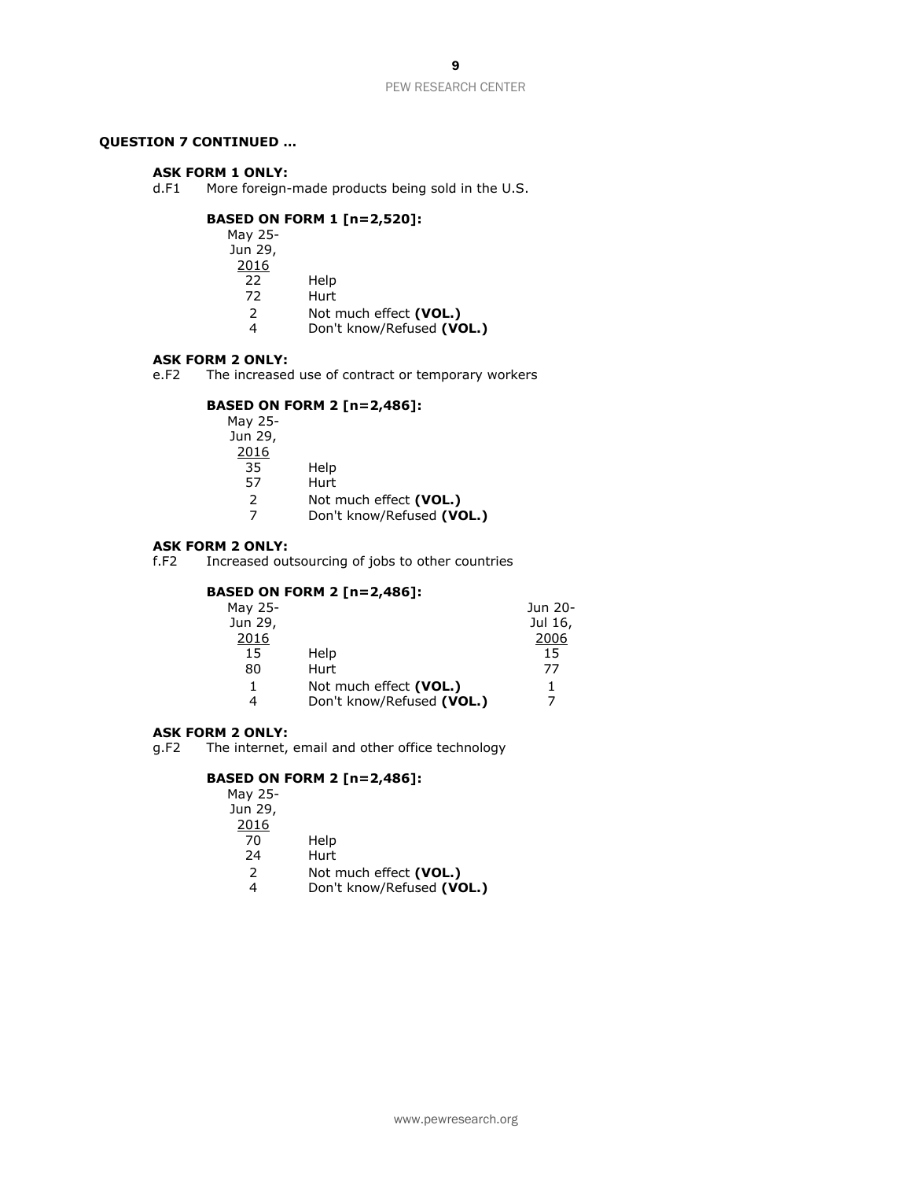**QUESTION 7 CONTINUED …**

**ASK FORM 1 ONLY:**

d.F1 More foreign-made products being sold in the U.S.

**BASED ON FORM 1 [n=2,520]:**

| May 25-Jun 29, 2016 | |
|---|---|
| 22 | Help |
| 72 | Hurt |
| 2 | Not much effect **(VOL.)** |
| 4 | Don't know/Refused **(VOL.)** |

**ASK FORM 2 ONLY:**

e.F2 The increased use of contract or temporary workers

**BASED ON FORM 2 [n=2,486]:**

| May 25-Jun 29, 2016 | |
|---|---|
| 35 | Help |
| 57 | Hurt |
| 2 | Not much effect **(VOL.)** |
| 7 | Don't know/Refused **(VOL.)** |

**ASK FORM 2 ONLY:**

f.F2 Increased outsourcing of jobs to other countries

**BASED ON FORM 2 [n=2,486]:**

| May 25-Jun 29, 2016 | | Jun 20-Jul 16, 2006 |
|---|---|---|
| 15 | Help | 15 |
| 80 | Hurt | 77 |
| 1 | Not much effect **(VOL.)** | 1 |
| 4 | Don't know/Refused **(VOL.)** | 7 |

**ASK FORM 2 ONLY:**

g.F2 The internet, email and other office technology

**BASED ON FORM 2 [n=2,486]:**

| May 25-Jun 29, 2016 | |
|---|---|
| 70 | Help |
| 24 | Hurt |
| 2 | Not much effect **(VOL.)** |
| 4 | Don't know/Refused **(VOL.)** |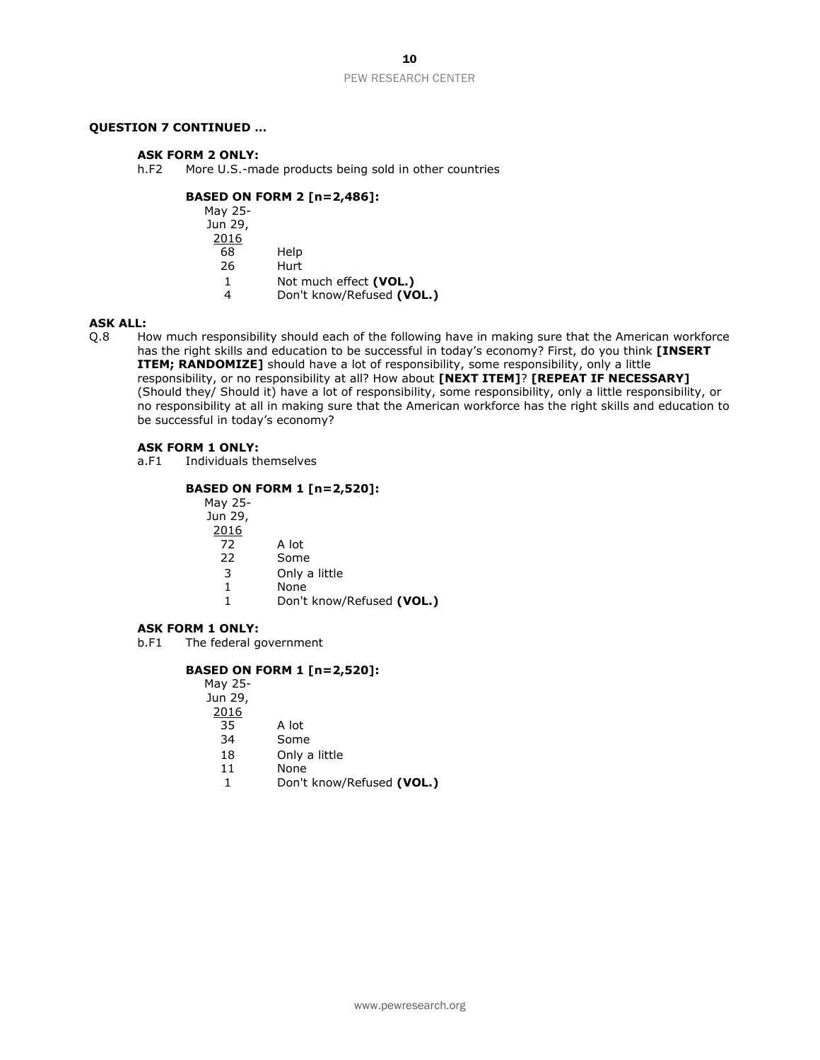**QUESTION 7 CONTINUED …**

**ASK FORM 2 ONLY:**

h.F2 More U.S.-made products being sold in other countries

**BASED ON FORM 2 [n=2,486]:**

| May 25-Jun 29, 2016 | |
|---|---|
| 68 | Help |
| 26 | Hurt |
| 1 | Not much effect **(VOL.)** |
| 4 | Don't know/Refused **(VOL.)** |

**ASK ALL:**

Q.8 How much responsibility should each of the following have in making sure that the American workforce has the right skills and education to be successful in today's economy? First, do you think **[INSERT ITEM; RANDOMIZE]** should have a lot of responsibility, some responsibility, only a little responsibility, or no responsibility at all? How about **[NEXT ITEM]**? **[REPEAT IF NECESSARY]** (Should they/ Should it) have a lot of responsibility, some responsibility, only a little responsibility, or no responsibility at all in making sure that the American workforce has the right skills and education to be successful in today's economy?

**ASK FORM 1 ONLY:**

a.F1 Individuals themselves

**BASED ON FORM 1 [n=2,520]:**

| May 25-Jun 29, 2016 | |
|---|---|
| 72 | A lot |
| 22 | Some |
| 3 | Only a little |
| 1 | None |
| 1 | Don't know/Refused **(VOL.)** |

**ASK FORM 1 ONLY:**

b.F1 The federal government

**BASED ON FORM 1 [n=2,520]:**

| May 25-Jun 29, 2016 | |
|---|---|
| 35 | A lot |
| 34 | Some |
| 18 | Only a little |
| 11 | None |
| 1 | Don't know/Refused **(VOL.)** |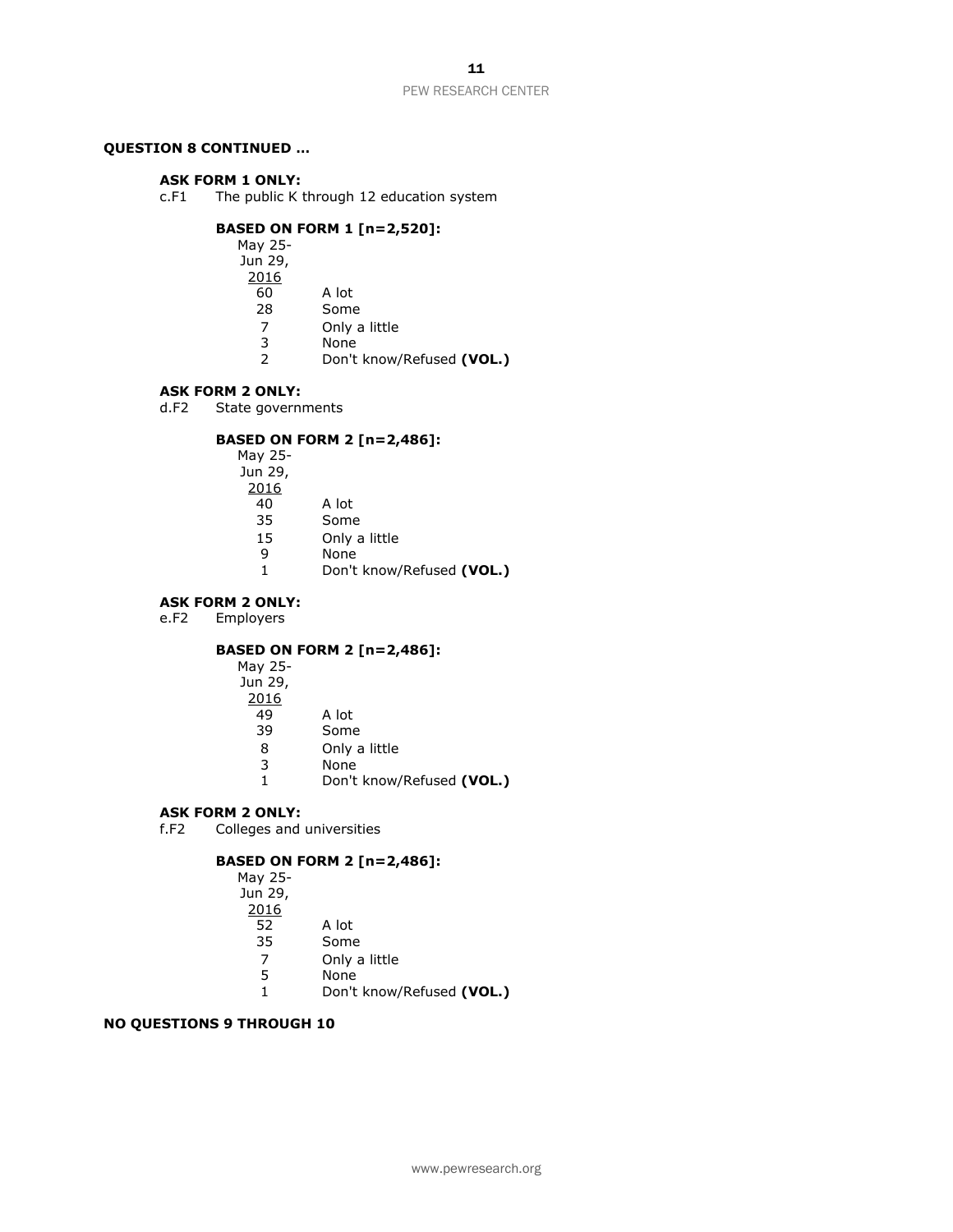**QUESTION 8 CONTINUED …**

**ASK FORM 1 ONLY:**

c.F1 The public K through 12 education system

**BASED ON FORM 1 [n=2,520]:**

| May 25-Jun 29, 2016 | |
|---|---|
| 60 | A lot |
| 28 | Some |
| 7 | Only a little |
| 3 | None |
| 2 | Don't know/Refused **(VOL.)** |

**ASK FORM 2 ONLY:**

d.F2 State governments

**BASED ON FORM 2 [n=2,486]:**

| May 25-Jun 29, 2016 | |
|---|---|
| 40 | A lot |
| 35 | Some |
| 15 | Only a little |
| 9 | None |
| 1 | Don't know/Refused **(VOL.)** |

**ASK FORM 2 ONLY:**

e.F2 Employers

**BASED ON FORM 2 [n=2,486]:**

| May 25-Jun 29, 2016 | |
|---|---|
| 49 | A lot |
| 39 | Some |
| 8 | Only a little |
| 3 | None |
| 1 | Don't know/Refused **(VOL.)** |

**ASK FORM 2 ONLY:**

f.F2 Colleges and universities

**BASED ON FORM 2 [n=2,486]:**

| May 25-Jun 29, 2016 | |
|---|---|
| 52 | A lot |
| 35 | Some |
| 7 | Only a little |
| 5 | None |
| 1 | Don't know/Refused **(VOL.)** |

**NO QUESTIONS 9 THROUGH 10**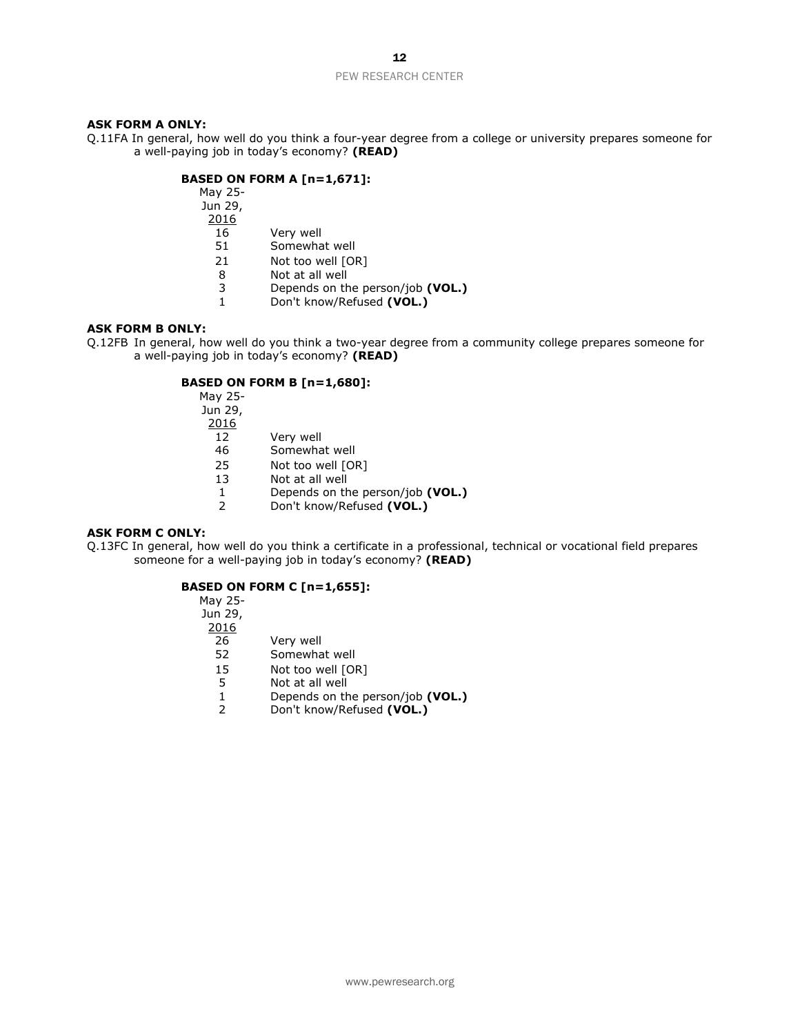**ASK FORM A ONLY:**

Q.11FA In general, how well do you think a four-year degree from a college or university prepares someone for a well-paying job in today's economy? **(READ)**

**BASED ON FORM A [n=1,671]:**

| May 25-Jun 29, 2016 | |
|---|---|
| 16 | Very well |
| 51 | Somewhat well |
| 21 | Not too well [OR] |
| 8 | Not at all well |
| 3 | Depends on the person/job **(VOL.)** |
| 1 | Don't know/Refused **(VOL.)** |

**ASK FORM B ONLY:**

Q.12FB In general, how well do you think a two-year degree from a community college prepares someone for a well-paying job in today's economy? **(READ)**

**BASED ON FORM B [n=1,680]:**

| May 25-Jun 29, 2016 | |
|---|---|
| 12 | Very well |
| 46 | Somewhat well |
| 25 | Not too well [OR] |
| 13 | Not at all well |
| 1 | Depends on the person/job **(VOL.)** |
| 2 | Don't know/Refused **(VOL.)** |

**ASK FORM C ONLY:**

Q.13FC In general, how well do you think a certificate in a professional, technical or vocational field prepares someone for a well-paying job in today's economy? **(READ)**

**BASED ON FORM C [n=1,655]:**

| May 25-Jun 29, 2016 | |
|---|---|
| 26 | Very well |
| 52 | Somewhat well |
| 15 | Not too well [OR] |
| 5 | Not at all well |
| 1 | Depends on the person/job **(VOL.)** |
| 2 | Don't know/Refused **(VOL.)** |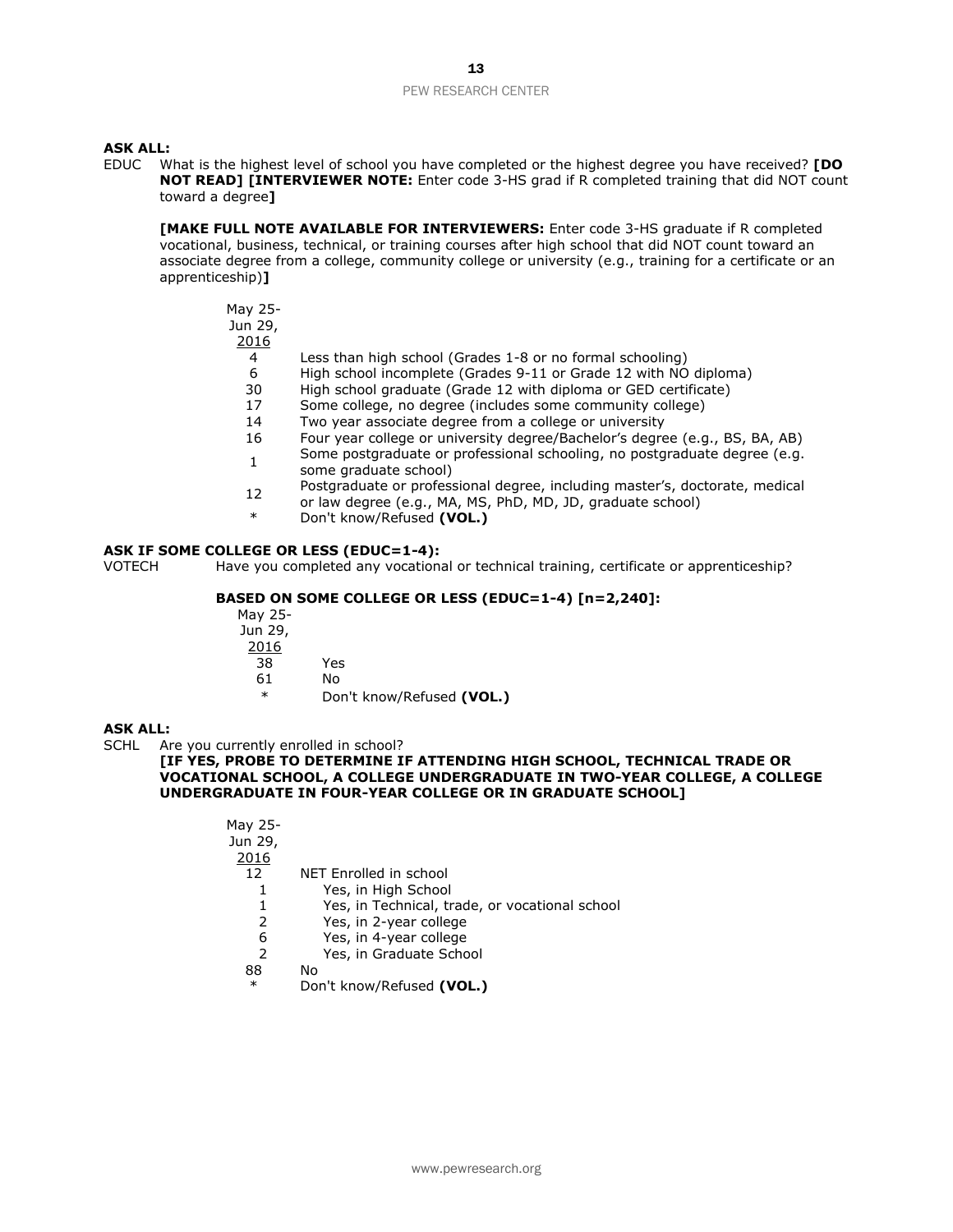**ASK ALL:**

EDUC What is the highest level of school you have completed or the highest degree you have received? **[DO NOT READ] [INTERVIEWER NOTE:** Enter code 3-HS grad if R completed training that did NOT count toward a degree**]**

**[MAKE FULL NOTE AVAILABLE FOR INTERVIEWERS:** Enter code 3-HS graduate if R completed vocational, business, technical, or training courses after high school that did NOT count toward an associate degree from a college, community college or university (e.g., training for a certificate or an apprenticeship)**]**

| May 25-Jun 29, 2016 | |
|---|---|
| 4 | Less than high school (Grades 1-8 or no formal schooling) |
| 6 | High school incomplete (Grades 9-11 or Grade 12 with NO diploma) |
| 30 | High school graduate (Grade 12 with diploma or GED certificate) |
| 17 | Some college, no degree (includes some community college) |
| 14 | Two year associate degree from a college or university |
| 16 | Four year college or university degree/Bachelor's degree (e.g., BS, BA, AB) |
| 1 | Some postgraduate or professional schooling, no postgraduate degree (e.g. some graduate school) |
| 12 | Postgraduate or professional degree, including master's, doctorate, medical or law degree (e.g., MA, MS, PhD, MD, JD, graduate school) |
| * | Don't know/Refused **(VOL.)** |

**ASK IF SOME COLLEGE OR LESS (EDUC=1-4):**

VOTECH Have you completed any vocational or technical training, certificate or apprenticeship?

**BASED ON SOME COLLEGE OR LESS (EDUC=1-4) [n=2,240]:**

| May 25-Jun 29, 2016 | |
|---|---|
| 38 | Yes |
| 61 | No |
| * | Don't know/Refused **(VOL.)** |

**ASK ALL:**

SCHL Are you currently enrolled in school?

**[IF YES, PROBE TO DETERMINE IF ATTENDING HIGH SCHOOL, TECHNICAL TRADE OR VOCATIONAL SCHOOL, A COLLEGE UNDERGRADUATE IN TWO-YEAR COLLEGE, A COLLEGE UNDERGRADUATE IN FOUR-YEAR COLLEGE OR IN GRADUATE SCHOOL]**

| May 25-Jun 29, 2016 | |
|---|---|
| 12 | NET Enrolled in school |
| 1 | Yes, in High School |
| 1 | Yes, in Technical, trade, or vocational school |
| 2 | Yes, in 2-year college |
| 6 | Yes, in 4-year college |
| 2 | Yes, in Graduate School |
| 88 | No |
| * | Don't know/Refused **(VOL.)** |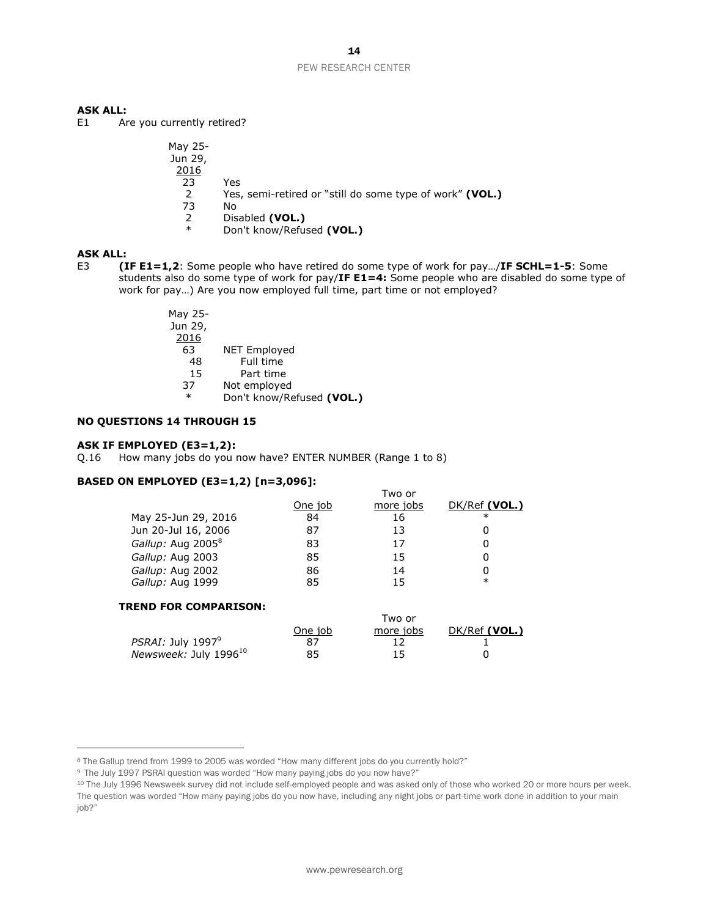**ASK ALL:**

E1 Are you currently retired?

| May 25-Jun 29, 2016 | |
|---|---|
| 23 | Yes |
| 2 | Yes, semi-retired or "still do some type of work" **(VOL.)** |
| 73 | No |
| 2 | Disabled **(VOL.)** |
| * | Don't know/Refused **(VOL.)** |

**ASK ALL:**

E3 **(IF E1=1,2**: Some people who have retired do some type of work for pay…/**IF SCHL=1-5**: Some students also do some type of work for pay/**IF E1=4:** Some people who are disabled do some type of work for pay…) Are you now employed full time, part time or not employed?

| May 25-Jun 29, 2016 | |
|---|---|
| 63 | NET Employed |
| 48 | Full time |
| 15 | Part time |
| 37 | Not employed |
| * | Don't know/Refused **(VOL.)** |

**NO QUESTIONS 14 THROUGH 15**

**ASK IF EMPLOYED (E3=1,2):**

Q.16 How many jobs do you now have? ENTER NUMBER (Range 1 to 8)

**BASED ON EMPLOYED (E3=1,2) [n=3,096]:**

| | One job | Two or more jobs | DK/Ref **(VOL.)** |
|---|---|---|---|
| May 25-Jun 29, 2016 | 84 | 16 | * |
| Jun 20-Jul 16, 2006 | 87 | 13 | 0 |
| *Gallup:* Aug 2005[8] | 83 | 17 | 0 |
| *Gallup:* Aug 2003 | 85 | 15 | 0 |
| *Gallup:* Aug 2002 | 86 | 14 | 0 |
| *Gallup:* Aug 1999 | 85 | 15 | * |

**TREND FOR COMPARISON:**

| | One job | Two or more jobs | DK/Ref **(VOL.)** |
|---|---|---|---|
| *PSRAI:* July 1997[9] | 87 | 12 | 1 |
| *Newsweek:* July 1996[10] | 85 | 15 | 0 |

[8] The Gallup trend from 1999 to 2005 was worded "How many different jobs do you currently hold?"

[9] The July 1997 PSRAI question was worded "How many paying jobs do you now have?"

[10] The July 1996 Newsweek survey did not include self-employed people and was asked only of those who worked 20 or more hours per week. The question was worded "How many paying jobs do you now have, including any night jobs or part-time work done in addition to your main job?"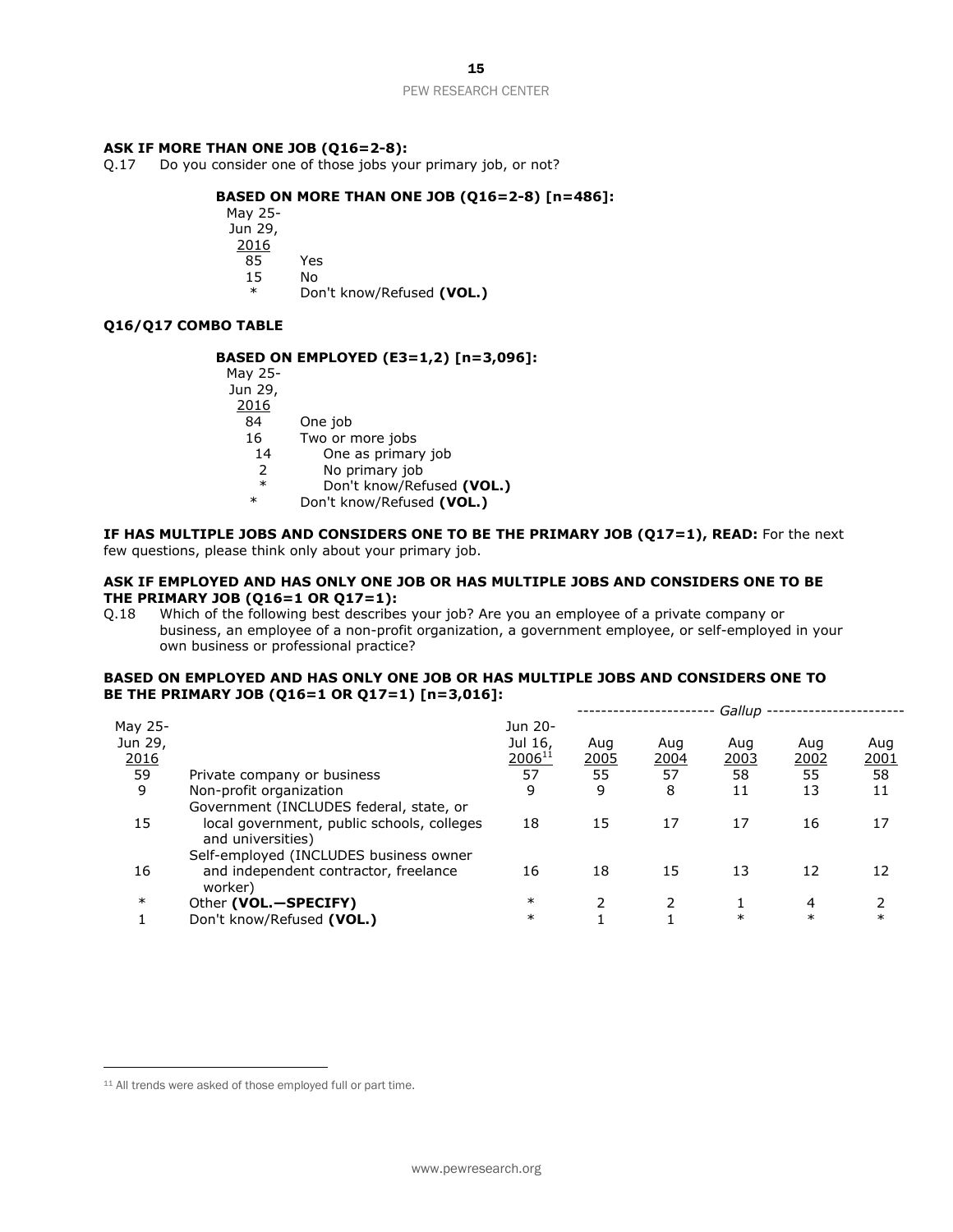**ASK IF MORE THAN ONE JOB (Q16=2-8):**

Q.17 Do you consider one of those jobs your primary job, or not?

**BASED ON MORE THAN ONE JOB (Q16=2-8) [n=486]:**

| May 25-Jun 29, 2016 | |
|---|---|
| 85 | Yes |
| 15 | No |
| * | Don't know/Refused **(VOL.)** |

**Q16/Q17 COMBO TABLE**

**BASED ON EMPLOYED (E3=1,2) [n=3,096]:**

| May 25-Jun 29, 2016 | |
|---|---|
| 84 | One job |
| 16 | Two or more jobs |
| 14 | One as primary job |
| 2 | No primary job |
| * | Don't know/Refused **(VOL.)** |
| * | Don't know/Refused **(VOL.)** |

**IF HAS MULTIPLE JOBS AND CONSIDERS ONE TO BE THE PRIMARY JOB (Q17=1), READ:** For the next few questions, please think only about your primary job.

**ASK IF EMPLOYED AND HAS ONLY ONE JOB OR HAS MULTIPLE JOBS AND CONSIDERS ONE TO BE THE PRIMARY JOB (Q16=1 OR Q17=1):**

Q.18 Which of the following best describes your job? Are you an employee of a private company or business, an employee of a non-profit organization, a government employee, or self-employed in your own business or professional practice?

**BASED ON EMPLOYED AND HAS ONLY ONE JOB OR HAS MULTIPLE JOBS AND CONSIDERS ONE TO BE THE PRIMARY JOB (Q16=1 OR Q17=1) [n=3,016]:**

| May 25-Jun 29, 2016 | | Jun 20-Jul 16, 2006[11] | *Gallup* Aug 2005 | Aug 2004 | Aug 2003 | Aug 2002 | Aug 2001 |
|---|---|---|---|---|---|---|---|
| 59 | Private company or business | 57 | 55 | 57 | 58 | 55 | 58 |
| 9 | Non-profit organization | 9 | 9 | 8 | 11 | 13 | 11 |
| 15 | Government (INCLUDES federal, state, or local government, public schools, colleges and universities) | 18 | 15 | 17 | 17 | 16 | 17 |
| 16 | Self-employed (INCLUDES business owner and independent contractor, freelance worker) | 16 | 18 | 15 | 13 | 12 | 12 |
| * | Other **(VOL.—SPECIFY)** | * | 2 | 2 | 1 | 4 | 2 |
| 1 | Don't know/Refused **(VOL.)** | * | 1 | 1 | * | * | * |

[11] All trends were asked of those employed full or part time.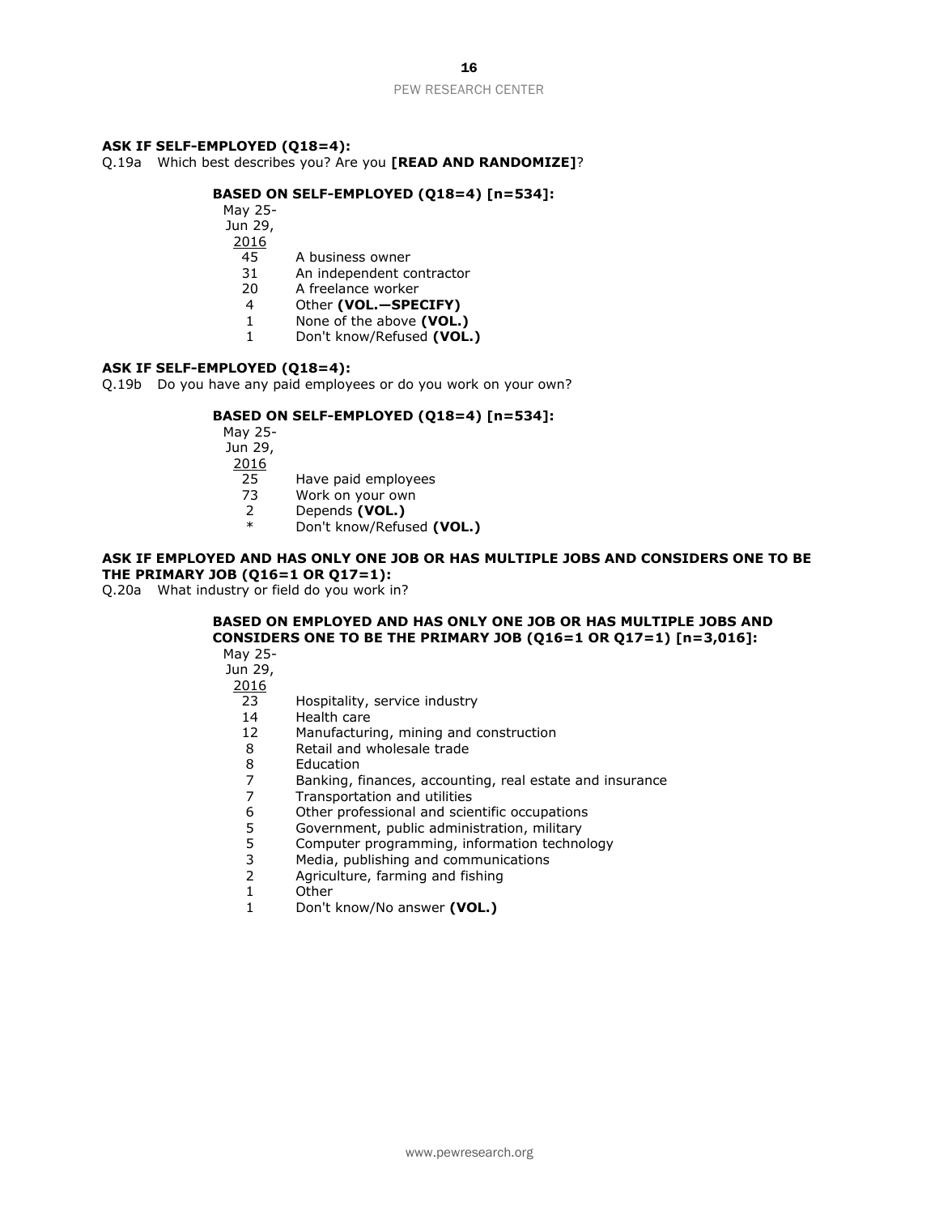**ASK IF SELF-EMPLOYED (Q18=4):**

Q.19a Which best describes you? Are you **[READ AND RANDOMIZE]**?

**BASED ON SELF-EMPLOYED (Q18=4) [n=534]:**

| May 25-Jun 29, 2016 | |
|---|---|
| 45 | A business owner |
| 31 | An independent contractor |
| 20 | A freelance worker |
| 4 | Other **(VOL.—SPECIFY)** |
| 1 | None of the above **(VOL.)** |
| 1 | Don't know/Refused **(VOL.)** |

**ASK IF SELF-EMPLOYED (Q18=4):**

Q.19b Do you have any paid employees or do you work on your own?

**BASED ON SELF-EMPLOYED (Q18=4) [n=534]:**

| May 25-Jun 29, 2016 | |
|---|---|
| 25 | Have paid employees |
| 73 | Work on your own |
| 2 | Depends **(VOL.)** |
| * | Don't know/Refused **(VOL.)** |

**ASK IF EMPLOYED AND HAS ONLY ONE JOB OR HAS MULTIPLE JOBS AND CONSIDERS ONE TO BE THE PRIMARY JOB (Q16=1 OR Q17=1):**

Q.20a What industry or field do you work in?

**BASED ON EMPLOYED AND HAS ONLY ONE JOB OR HAS MULTIPLE JOBS AND CONSIDERS ONE TO BE THE PRIMARY JOB (Q16=1 OR Q17=1) [n=3,016]:**

| May 25-Jun 29, 2016 | |
|---|---|
| 23 | Hospitality, service industry |
| 14 | Health care |
| 12 | Manufacturing, mining and construction |
| 8 | Retail and wholesale trade |
| 8 | Education |
| 7 | Banking, finances, accounting, real estate and insurance |
| 7 | Transportation and utilities |
| 6 | Other professional and scientific occupations |
| 5 | Government, public administration, military |
| 5 | Computer programming, information technology |
| 3 | Media, publishing and communications |
| 2 | Agriculture, farming and fishing |
| 1 | Other |
| 1 | Don't know/No answer **(VOL.)** |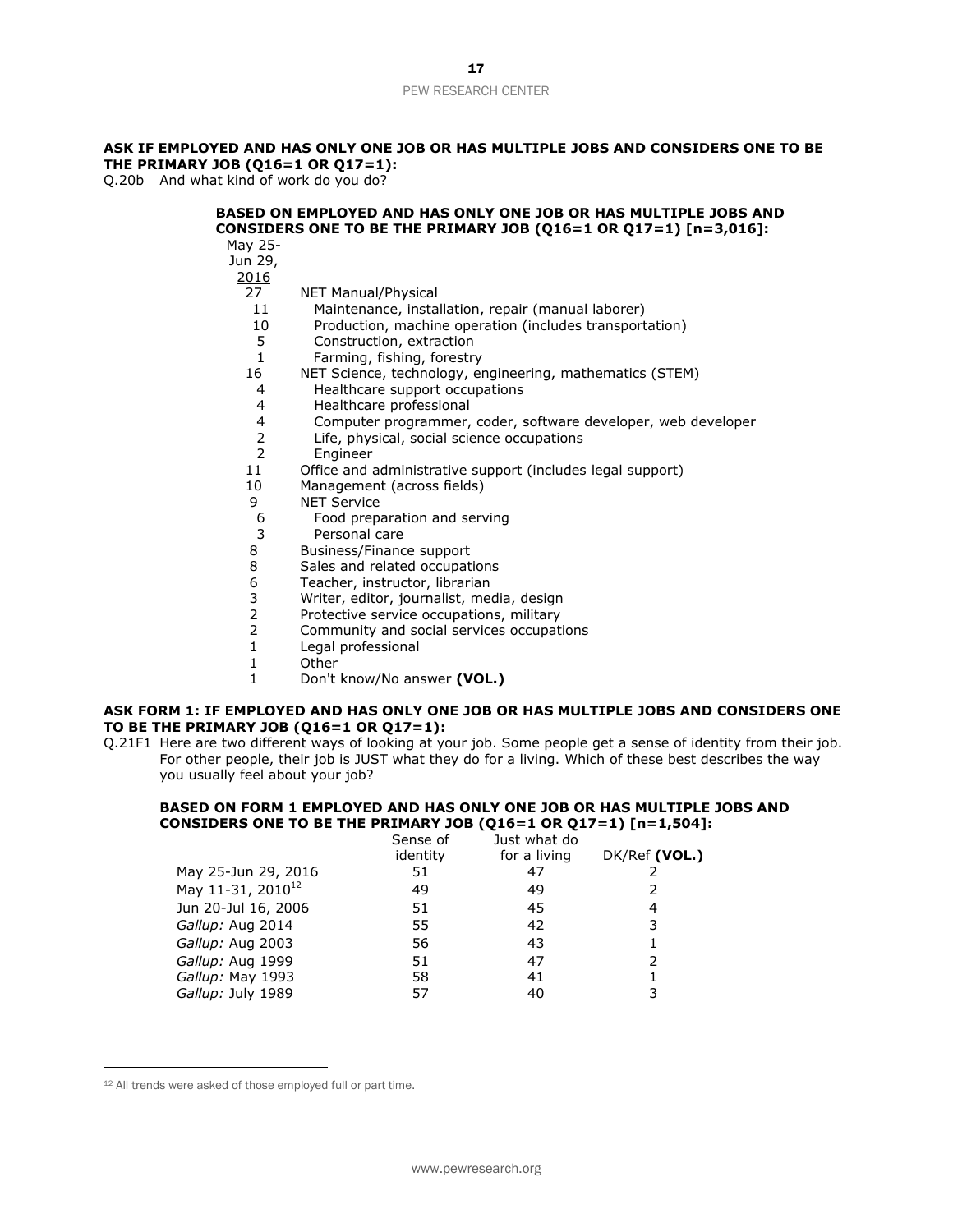**ASK IF EMPLOYED AND HAS ONLY ONE JOB OR HAS MULTIPLE JOBS AND CONSIDERS ONE TO BE THE PRIMARY JOB (Q16=1 OR Q17=1):**

Q.20b And what kind of work do you do?

**BASED ON EMPLOYED AND HAS ONLY ONE JOB OR HAS MULTIPLE JOBS AND CONSIDERS ONE TO BE THE PRIMARY JOB (Q16=1 OR Q17=1) [n=3,016]:**

| May 25-Jun 29, 2016 | |
|---|---|
| 27 | NET Manual/Physical |
| 11 | Maintenance, installation, repair (manual laborer) |
| 10 | Production, machine operation (includes transportation) |
| 5 | Construction, extraction |
| 1 | Farming, fishing, forestry |
| 16 | NET Science, technology, engineering, mathematics (STEM) |
| 4 | Healthcare support occupations |
| 4 | Healthcare professional |
| 4 | Computer programmer, coder, software developer, web developer |
| 2 | Life, physical, social science occupations |
| 2 | Engineer |
| 11 | Office and administrative support (includes legal support) |
| 10 | Management (across fields) |
| 9 | NET Service |
| 6 | Food preparation and serving |
| 3 | Personal care |
| 8 | Business/Finance support |
| 8 | Sales and related occupations |
| 6 | Teacher, instructor, librarian |
| 3 | Writer, editor, journalist, media, design |
| 2 | Protective service occupations, military |
| 2 | Community and social services occupations |
| 1 | Legal professional |
| 1 | Other |
| 1 | Don't know/No answer **(VOL.)** |

**ASK FORM 1: IF EMPLOYED AND HAS ONLY ONE JOB OR HAS MULTIPLE JOBS AND CONSIDERS ONE TO BE THE PRIMARY JOB (Q16=1 OR Q17=1):**

Q.21F1 Here are two different ways of looking at your job. Some people get a sense of identity from their job. For other people, their job is JUST what they do for a living. Which of these best describes the way you usually feel about your job?

**BASED ON FORM 1 EMPLOYED AND HAS ONLY ONE JOB OR HAS MULTIPLE JOBS AND CONSIDERS ONE TO BE THE PRIMARY JOB (Q16=1 OR Q17=1) [n=1,504]:**

| | Sense of identity | Just what do for a living | DK/Ref **(VOL.)** |
|---|---|---|---|
| May 25-Jun 29, 2016 | 51 | 47 | 2 |
| May 11-31, 2010[12] | 49 | 49 | 2 |
| Jun 20-Jul 16, 2006 | 51 | 45 | 4 |
| *Gallup:* Aug 2014 | 55 | 42 | 3 |
| *Gallup:* Aug 2003 | 56 | 43 | 1 |
| *Gallup:* Aug 1999 | 51 | 47 | 2 |
| *Gallup:* May 1993 | 58 | 41 | 1 |
| *Gallup:* July 1989 | 57 | 40 | 3 |

[12] All trends were asked of those employed full or part time.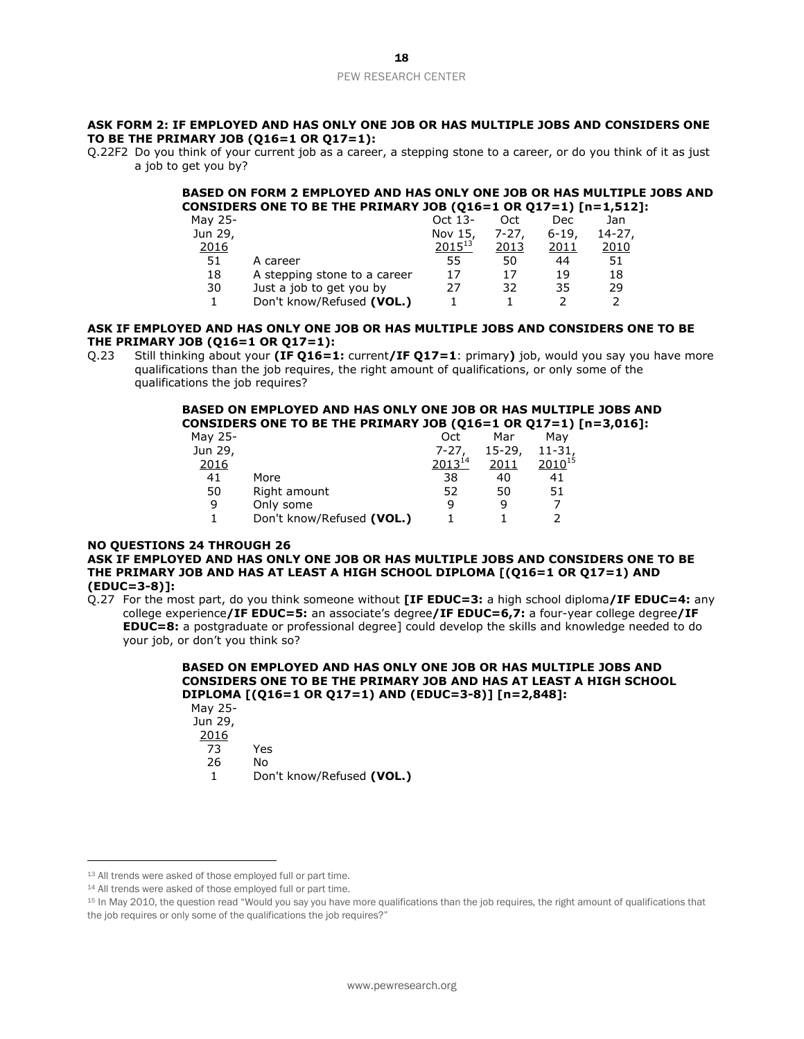**ASK FORM 2: IF EMPLOYED AND HAS ONLY ONE JOB OR HAS MULTIPLE JOBS AND CONSIDERS ONE TO BE THE PRIMARY JOB (Q16=1 OR Q17=1):**

Q.22F2 Do you think of your current job as a career, a stepping stone to a career, or do you think of it as just a job to get you by?

**BASED ON FORM 2 EMPLOYED AND HAS ONLY ONE JOB OR HAS MULTIPLE JOBS AND CONSIDERS ONE TO BE THE PRIMARY JOB (Q16=1 OR Q17=1) [n=1,512]:**

| May 25-Jun 29, 2016 | | Oct 13-Nov 15, 2015[13] | Oct 7-27, 2013 | Dec 6-19, 2011 | Jan 14-27, 2010 |
|---|---|---|---|---|---|
| 51 | A career | 55 | 50 | 44 | 51 |
| 18 | A stepping stone to a career | 17 | 17 | 19 | 18 |
| 30 | Just a job to get you by | 27 | 32 | 35 | 29 |
| 1 | Don't know/Refused **(VOL.)** | 1 | 1 | 2 | 2 |

**ASK IF EMPLOYED AND HAS ONLY ONE JOB OR HAS MULTIPLE JOBS AND CONSIDERS ONE TO BE THE PRIMARY JOB (Q16=1 OR Q17=1):**

Q.23 Still thinking about your **(IF Q16=1:** current**/IF Q17=1**: primary**)** job, would you say you have more qualifications than the job requires, the right amount of qualifications, or only some of the qualifications the job requires?

**BASED ON EMPLOYED AND HAS ONLY ONE JOB OR HAS MULTIPLE JOBS AND CONSIDERS ONE TO BE THE PRIMARY JOB (Q16=1 OR Q17=1) [n=3,016]:**

| May 25-Jun 29, 2016 | | Oct 7-27, 2013[14] | Mar 15-29, 2011 | May 11-31, 2010[15] |
|---|---|---|---|---|
| 41 | More | 38 | 40 | 41 |
| 50 | Right amount | 52 | 50 | 51 |
| 9 | Only some | 9 | 9 | 7 |
| 1 | Don't know/Refused **(VOL.)** | 1 | 1 | 2 |

**NO QUESTIONS 24 THROUGH 26**

**ASK IF EMPLOYED AND HAS ONLY ONE JOB OR HAS MULTIPLE JOBS AND CONSIDERS ONE TO BE THE PRIMARY JOB AND HAS AT LEAST A HIGH SCHOOL DIPLOMA [(Q16=1 OR Q17=1) AND (EDUC=3-8)]:**

Q.27 For the most part, do you think someone without **[IF EDUC=3:** a high school diploma**/IF EDUC=4:** any college experience**/IF EDUC=5:** an associate's degree**/IF EDUC=6,7:** a four-year college degree**/IF EDUC=8:** a postgraduate or professional degree] could develop the skills and knowledge needed to do your job, or don't you think so?

**BASED ON EMPLOYED AND HAS ONLY ONE JOB OR HAS MULTIPLE JOBS AND CONSIDERS ONE TO BE THE PRIMARY JOB AND HAS AT LEAST A HIGH SCHOOL DIPLOMA [(Q16=1 OR Q17=1) AND (EDUC=3-8)] [n=2,848]:**

| May 25-Jun 29, 2016 | |
|---|---|
| 73 | Yes |
| 26 | No |
| 1 | Don't know/Refused **(VOL.)** |

---

[13] All trends were asked of those employed full or part time.

[14] All trends were asked of those employed full or part time.

[15] In May 2010, the question read "Would you say you have more qualifications than the job requires, the right amount of qualifications that the job requires or only some of the qualifications the job requires?"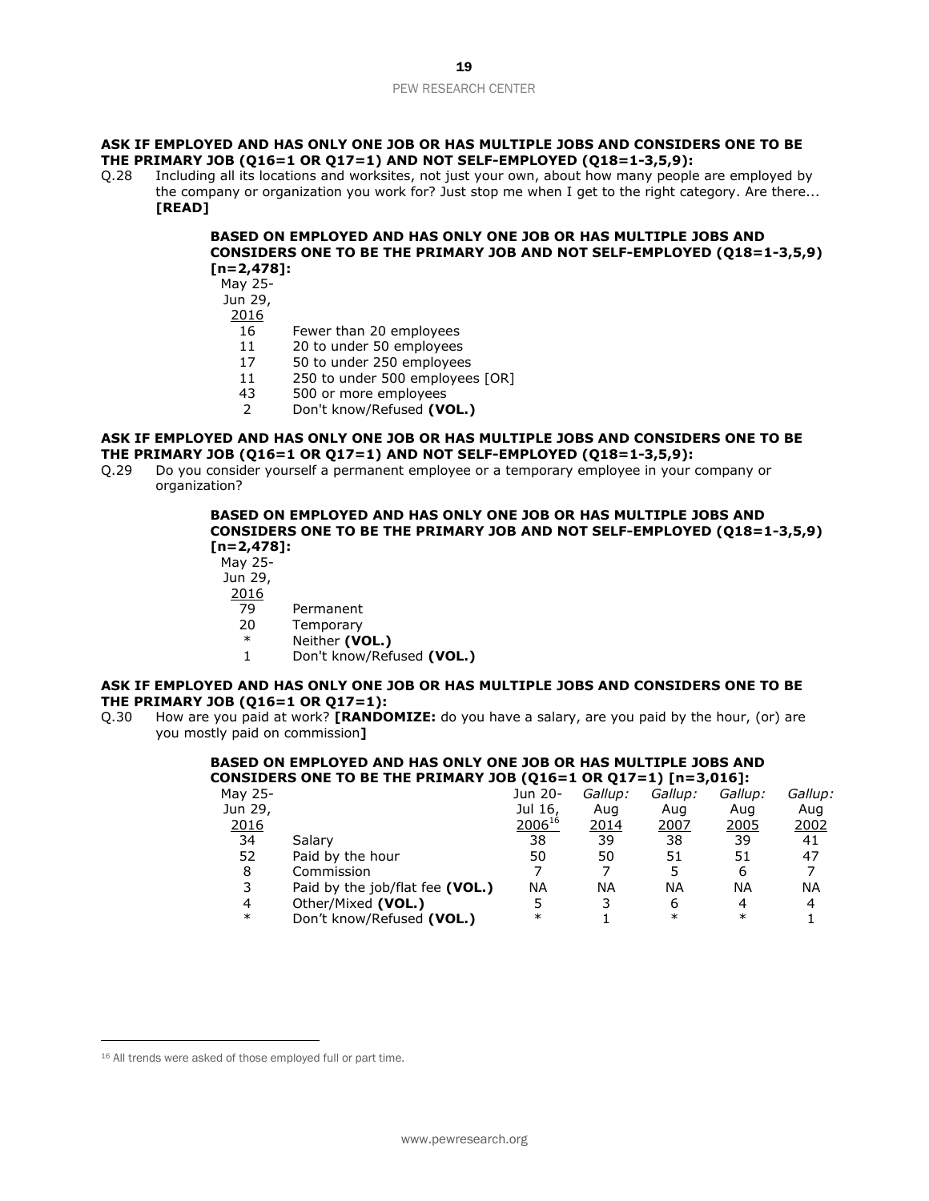**ASK IF EMPLOYED AND HAS ONLY ONE JOB OR HAS MULTIPLE JOBS AND CONSIDERS ONE TO BE THE PRIMARY JOB (Q16=1 OR Q17=1) AND NOT SELF-EMPLOYED (Q18=1-3,5,9):**

Q.28 Including all its locations and worksites, not just your own, about how many people are employed by the company or organization you work for? Just stop me when I get to the right category. Are there... **[READ]**

**BASED ON EMPLOYED AND HAS ONLY ONE JOB OR HAS MULTIPLE JOBS AND CONSIDERS ONE TO BE THE PRIMARY JOB AND NOT SELF-EMPLOYED (Q18=1-3,5,9) [n=2,478]:**

| May 25-Jun 29, 2016 | |
|---|---|
| 16 | Fewer than 20 employees |
| 11 | 20 to under 50 employees |
| 17 | 50 to under 250 employees |
| 11 | 250 to under 500 employees [OR] |
| 43 | 500 or more employees |
| 2 | Don't know/Refused **(VOL.)** |

**ASK IF EMPLOYED AND HAS ONLY ONE JOB OR HAS MULTIPLE JOBS AND CONSIDERS ONE TO BE THE PRIMARY JOB (Q16=1 OR Q17=1) AND NOT SELF-EMPLOYED (Q18=1-3,5,9):**

Q.29 Do you consider yourself a permanent employee or a temporary employee in your company or organization?

**BASED ON EMPLOYED AND HAS ONLY ONE JOB OR HAS MULTIPLE JOBS AND CONSIDERS ONE TO BE THE PRIMARY JOB AND NOT SELF-EMPLOYED (Q18=1-3,5,9) [n=2,478]:**

| May 25-Jun 29, 2016 | |
|---|---|
| 79 | Permanent |
| 20 | Temporary |
| * | Neither **(VOL.)** |
| 1 | Don't know/Refused **(VOL.)** |

**ASK IF EMPLOYED AND HAS ONLY ONE JOB OR HAS MULTIPLE JOBS AND CONSIDERS ONE TO BE THE PRIMARY JOB (Q16=1 OR Q17=1):**

Q.30 How are you paid at work? **[RANDOMIZE:** do you have a salary, are you paid by the hour, (or) are you mostly paid on commission**]**

**BASED ON EMPLOYED AND HAS ONLY ONE JOB OR HAS MULTIPLE JOBS AND CONSIDERS ONE TO BE THE PRIMARY JOB (Q16=1 OR Q17=1) [n=3,016]:**

| May 25-Jun 29, 2016 | | Jun 20-Jul 16, 2006[16] | *Gallup:* Aug 2014 | *Gallup:* Aug 2007 | *Gallup:* Aug 2005 | *Gallup:* Aug 2002 |
|---|---|---|---|---|---|---|
| 34 | Salary | 38 | 39 | 38 | 39 | 41 |
| 52 | Paid by the hour | 50 | 50 | 51 | 51 | 47 |
| 8 | Commission | 7 | 7 | 5 | 6 | 7 |
| 3 | Paid by the job/flat fee **(VOL.)** | NA | NA | NA | NA | NA |
| 4 | Other/Mixed **(VOL.)** | 5 | 3 | 6 | 4 | 4 |
| * | Don't know/Refused **(VOL.)** | * | 1 | * | * | 1 |

[16] All trends were asked of those employed full or part time.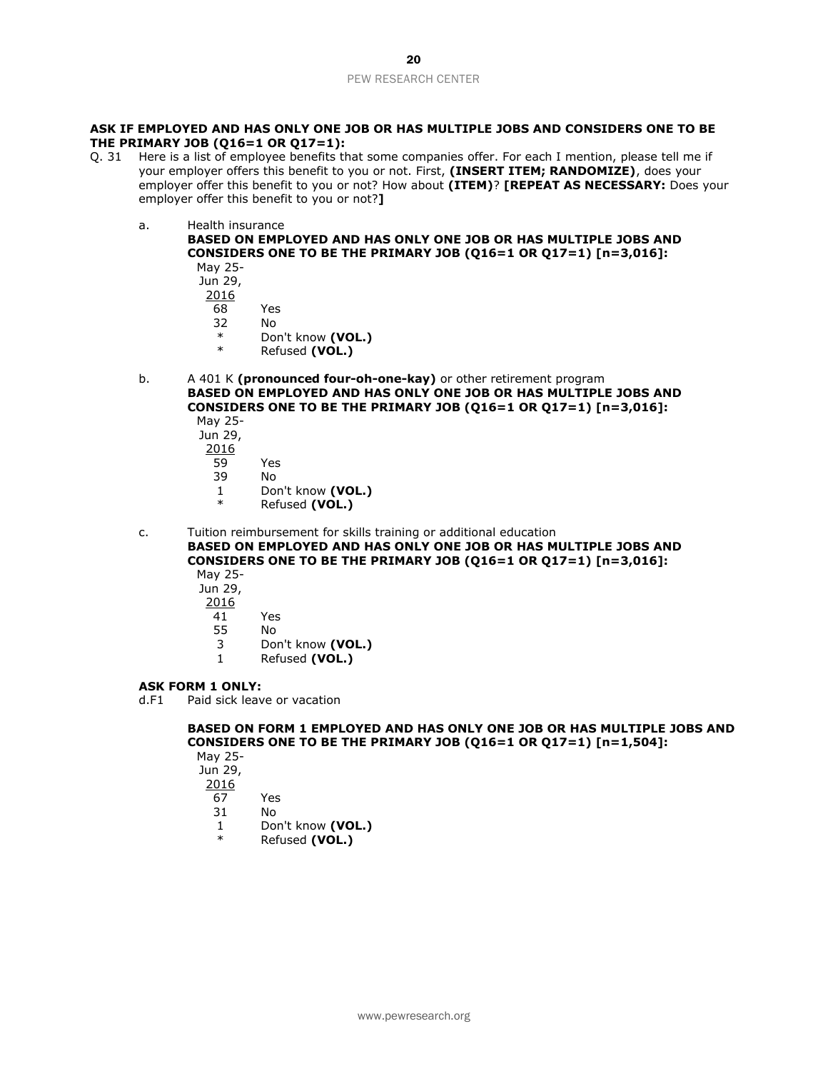**ASK IF EMPLOYED AND HAS ONLY ONE JOB OR HAS MULTIPLE JOBS AND CONSIDERS ONE TO BE THE PRIMARY JOB (Q16=1 OR Q17=1):**

Q. 31 Here is a list of employee benefits that some companies offer. For each I mention, please tell me if your employer offers this benefit to you or not. First, **(INSERT ITEM; RANDOMIZE)**, does your employer offer this benefit to you or not? How about **(ITEM)**? **[REPEAT AS NECESSARY:** Does your employer offer this benefit to you or not?**]**

a. Health insurance

**BASED ON EMPLOYED AND HAS ONLY ONE JOB OR HAS MULTIPLE JOBS AND CONSIDERS ONE TO BE THE PRIMARY JOB (Q16=1 OR Q17=1) [n=3,016]:**

| May 25-Jun 29, 2016 | |
|---|---|
| 68 | Yes |
| 32 | No |
| * | Don't know **(VOL.)** |
| * | Refused **(VOL.)** |

b. A 401 K **(pronounced four-oh-one-kay)** or other retirement program

**BASED ON EMPLOYED AND HAS ONLY ONE JOB OR HAS MULTIPLE JOBS AND CONSIDERS ONE TO BE THE PRIMARY JOB (Q16=1 OR Q17=1) [n=3,016]:**

| May 25-Jun 29, 2016 | |
|---|---|
| 59 | Yes |
| 39 | No |
| 1 | Don't know **(VOL.)** |
| * | Refused **(VOL.)** |

c. Tuition reimbursement for skills training or additional education

**BASED ON EMPLOYED AND HAS ONLY ONE JOB OR HAS MULTIPLE JOBS AND CONSIDERS ONE TO BE THE PRIMARY JOB (Q16=1 OR Q17=1) [n=3,016]:**

| May 25-Jun 29, 2016 | |
|---|---|
| 41 | Yes |
| 55 | No |
| 3 | Don't know **(VOL.)** |
| 1 | Refused **(VOL.)** |

**ASK FORM 1 ONLY:**

d.F1 Paid sick leave or vacation

**BASED ON FORM 1 EMPLOYED AND HAS ONLY ONE JOB OR HAS MULTIPLE JOBS AND CONSIDERS ONE TO BE THE PRIMARY JOB (Q16=1 OR Q17=1) [n=1,504]:**

| May 25-Jun 29, 2016 | |
|---|---|
| 67 | Yes |
| 31 | No |
| 1 | Don't know **(VOL.)** |
| * | Refused **(VOL.)** |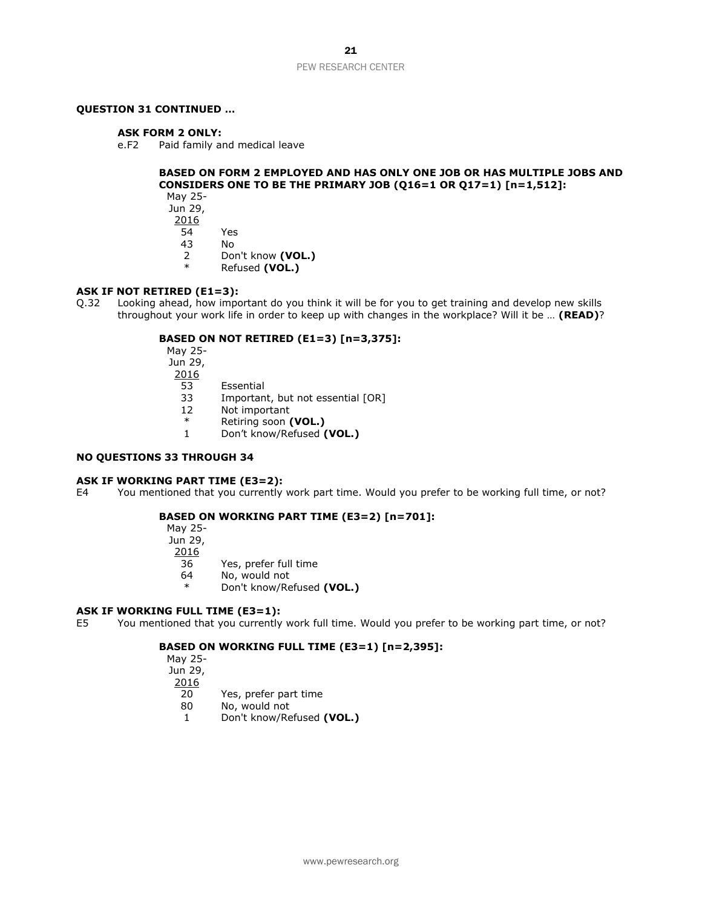**QUESTION 31 CONTINUED …**

**ASK FORM 2 ONLY:**

e.F2 Paid family and medical leave

**BASED ON FORM 2 EMPLOYED AND HAS ONLY ONE JOB OR HAS MULTIPLE JOBS AND CONSIDERS ONE TO BE THE PRIMARY JOB (Q16=1 OR Q17=1) [n=1,512]:**

| May 25-Jun 29, 2016 | |
|---|---|
| 54 | Yes |
| 43 | No |
| 2 | Don't know **(VOL.)** |
| * | Refused **(VOL.)** |

**ASK IF NOT RETIRED (E1=3):**

Q.32 Looking ahead, how important do you think it will be for you to get training and develop new skills throughout your work life in order to keep up with changes in the workplace? Will it be … **(READ)**?

**BASED ON NOT RETIRED (E1=3) [n=3,375]:**

| May 25-Jun 29, 2016 | |
|---|---|
| 53 | Essential |
| 33 | Important, but not essential [OR] |
| 12 | Not important |
| * | Retiring soon **(VOL.)** |
| 1 | Don't know/Refused **(VOL.)** |

**NO QUESTIONS 33 THROUGH 34**

**ASK IF WORKING PART TIME (E3=2):**

E4 You mentioned that you currently work part time. Would you prefer to be working full time, or not?

**BASED ON WORKING PART TIME (E3=2) [n=701]:**

| May 25-Jun 29, 2016 | |
|---|---|
| 36 | Yes, prefer full time |
| 64 | No, would not |
| * | Don't know/Refused **(VOL.)** |

**ASK IF WORKING FULL TIME (E3=1):**

E5 You mentioned that you currently work full time. Would you prefer to be working part time, or not?

**BASED ON WORKING FULL TIME (E3=1) [n=2,395]:**

| May 25-Jun 29, 2016 | |
|---|---|
| 20 | Yes, prefer part time |
| 80 | No, would not |
| 1 | Don't know/Refused **(VOL.)** |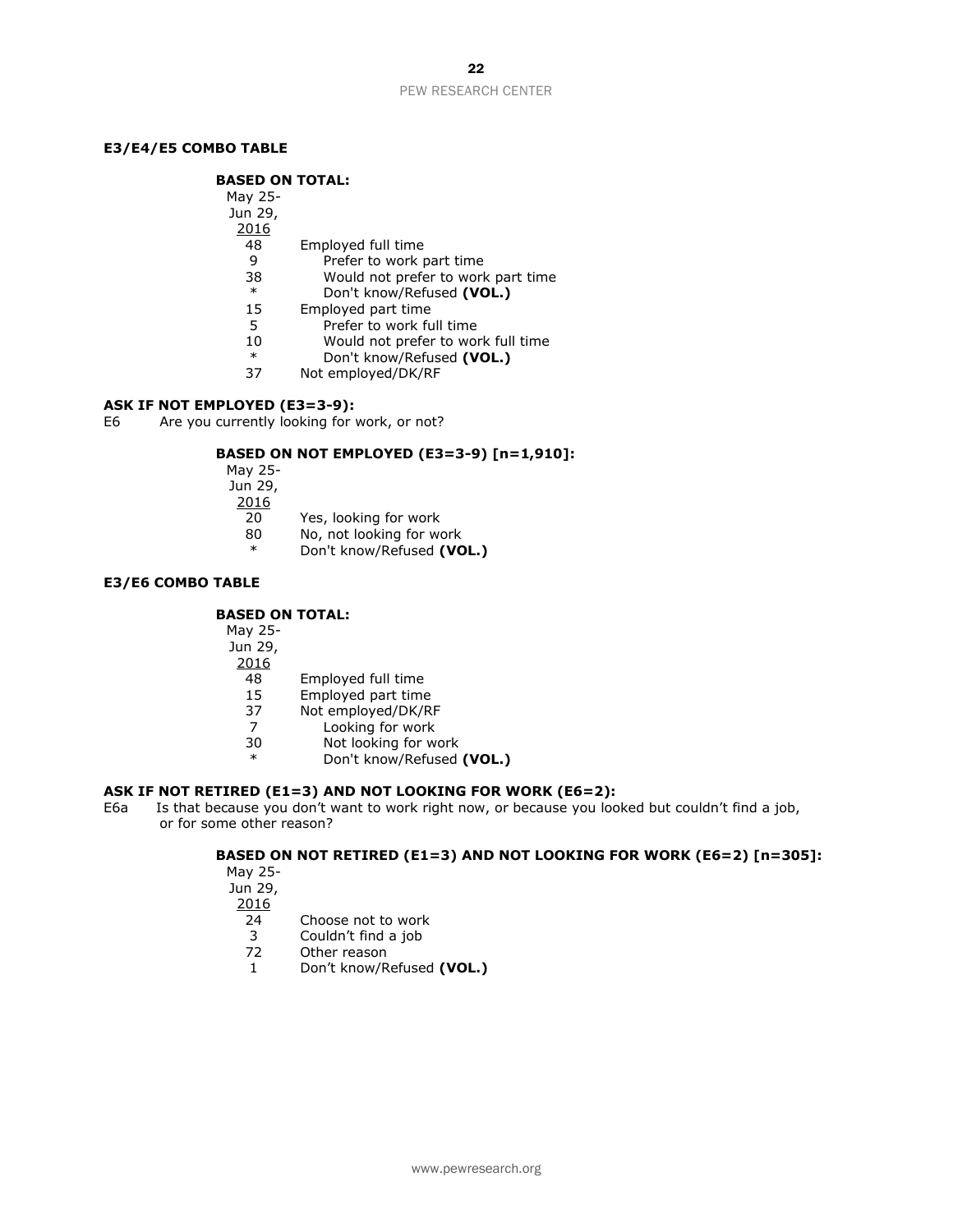**E3/E4/E5 COMBO TABLE**

**BASED ON TOTAL:**

| May 25-Jun 29, 2016 | |
|---|---|
| 48 | Employed full time |
| 9 | Prefer to work part time |
| 38 | Would not prefer to work part time |
| * | Don't know/Refused **(VOL.)** |
| 15 | Employed part time |
| 5 | Prefer to work full time |
| 10 | Would not prefer to work full time |
| * | Don't know/Refused **(VOL.)** |
| 37 | Not employed/DK/RF |

**ASK IF NOT EMPLOYED (E3=3-9):**

E6 Are you currently looking for work, or not?

**BASED ON NOT EMPLOYED (E3=3-9) [n=1,910]:**

| May 25-Jun 29, 2016 | |
|---|---|
| 20 | Yes, looking for work |
| 80 | No, not looking for work |
| * | Don't know/Refused **(VOL.)** |

**E3/E6 COMBO TABLE**

**BASED ON TOTAL:**

| May 25-Jun 29, 2016 | |
|---|---|
| 48 | Employed full time |
| 15 | Employed part time |
| 37 | Not employed/DK/RF |
| 7 | Looking for work |
| 30 | Not looking for work |
| * | Don't know/Refused **(VOL.)** |

**ASK IF NOT RETIRED (E1=3) AND NOT LOOKING FOR WORK (E6=2):**

E6a Is that because you don't want to work right now, or because you looked but couldn't find a job, or for some other reason?

**BASED ON NOT RETIRED (E1=3) AND NOT LOOKING FOR WORK (E6=2) [n=305]:**

| May 25-Jun 29, 2016 | |
|---|---|
| 24 | Choose not to work |
| 3 | Couldn't find a job |
| 72 | Other reason |
| 1 | Don't know/Refused **(VOL.)** |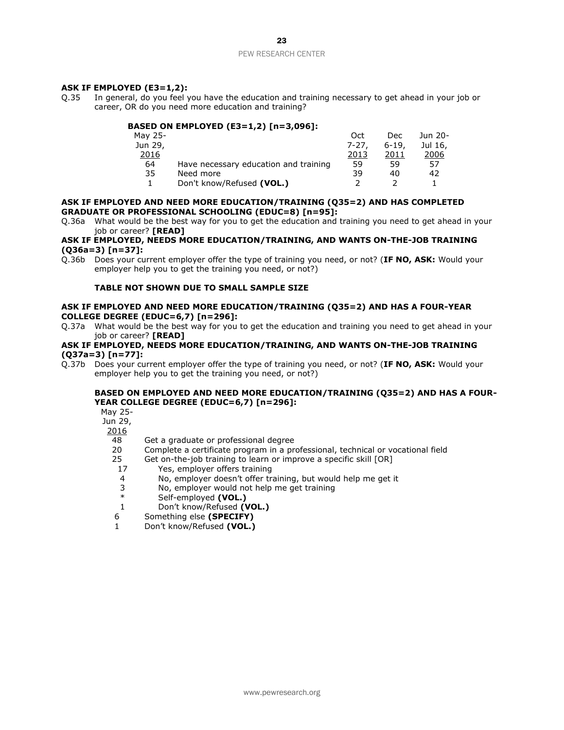**ASK IF EMPLOYED (E3=1,2):**

Q.35 In general, do you feel you have the education and training necessary to get ahead in your job or career, OR do you need more education and training?

**BASED ON EMPLOYED (E3=1,2) [n=3,096]:**

| May 25-Jun 29, 2016 | | Oct 7-27, 2013 | Dec 6-19, 2011 | Jun 20-Jul 16, 2006 |
|---|---|---|---|---|
| 64 | Have necessary education and training | 59 | 59 | 57 |
| 35 | Need more | 39 | 40 | 42 |
| 1 | Don't know/Refused **(VOL.)** | 2 | 2 | 1 |

**ASK IF EMPLOYED AND NEED MORE EDUCATION/TRAINING (Q35=2) AND HAS COMPLETED GRADUATE OR PROFESSIONAL SCHOOLING (EDUC=8) [n=95]:**

Q.36a What would be the best way for you to get the education and training you need to get ahead in your job or career? **[READ]**

**ASK IF EMPLOYED, NEEDS MORE EDUCATION/TRAINING, AND WANTS ON-THE-JOB TRAINING (Q36a=3) [n=37]:**

Q.36b Does your current employer offer the type of training you need, or not? (**IF NO, ASK:** Would your employer help you to get the training you need, or not?)

**TABLE NOT SHOWN DUE TO SMALL SAMPLE SIZE**

**ASK IF EMPLOYED AND NEED MORE EDUCATION/TRAINING (Q35=2) AND HAS A FOUR-YEAR COLLEGE DEGREE (EDUC=6,7) [n=296]:**

Q.37a What would be the best way for you to get the education and training you need to get ahead in your job or career? **[READ]**

**ASK IF EMPLOYED, NEEDS MORE EDUCATION/TRAINING, AND WANTS ON-THE-JOB TRAINING (Q37a=3) [n=77]:**

Q.37b Does your current employer offer the type of training you need, or not? (**IF NO, ASK:** Would your employer help you to get the training you need, or not?)

**BASED ON EMPLOYED AND NEED MORE EDUCATION/TRAINING (Q35=2) AND HAS A FOUR-YEAR COLLEGE DEGREE (EDUC=6,7) [n=296]:**

| May 25-Jun 29, 2016 | |
|---|---|
| 48 | Get a graduate or professional degree |
| 20 | Complete a certificate program in a professional, technical or vocational field |
| 25 | Get on-the-job training to learn or improve a specific skill [OR] |
| 17 | Yes, employer offers training |
| 4 | No, employer doesn't offer training, but would help me get it |
| 3 | No, employer would not help me get training |
| * | Self-employed **(VOL.)** |
| 1 | Don't know/Refused **(VOL.)** |
| 6 | Something else **(SPECIFY)** |
| 1 | Don't know/Refused **(VOL.)** |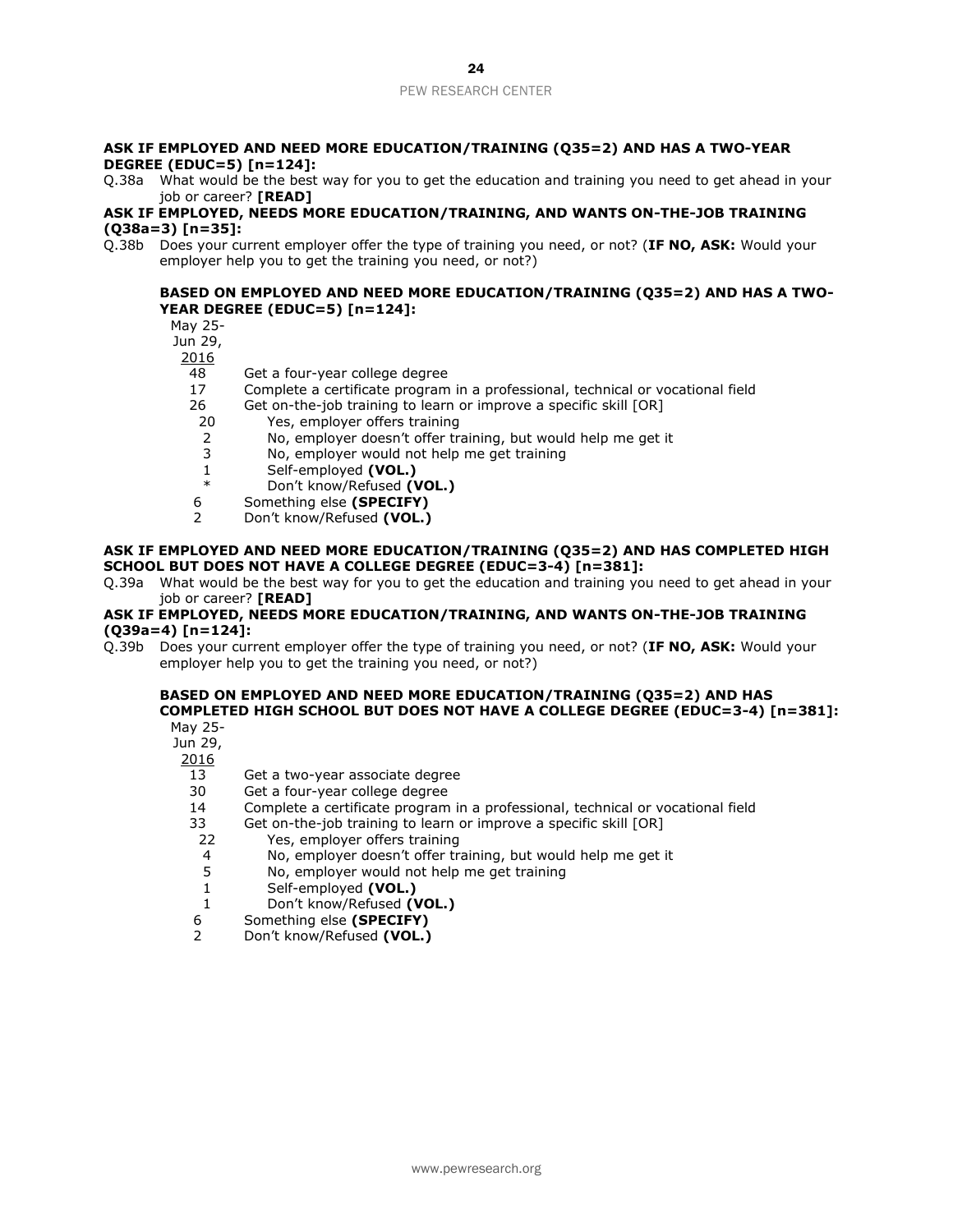**ASK IF EMPLOYED AND NEED MORE EDUCATION/TRAINING (Q35=2) AND HAS A TWO-YEAR DEGREE (EDUC=5) [n=124]:**

Q.38a What would be the best way for you to get the education and training you need to get ahead in your job or career? **[READ]**

**ASK IF EMPLOYED, NEEDS MORE EDUCATION/TRAINING, AND WANTS ON-THE-JOB TRAINING (Q38a=3) [n=35]:**

Q.38b Does your current employer offer the type of training you need, or not? (**IF NO, ASK:** Would your employer help you to get the training you need, or not?)

**BASED ON EMPLOYED AND NEED MORE EDUCATION/TRAINING (Q35=2) AND HAS A TWO-YEAR DEGREE (EDUC=5) [n=124]:**

| May 25-Jun 29, 2016 | |
|---|---|
| 48 | Get a four-year college degree |
| 17 | Complete a certificate program in a professional, technical or vocational field |
| 26 | Get on-the-job training to learn or improve a specific skill [OR] |
| 20 | Yes, employer offers training |
| 2 | No, employer doesn't offer training, but would help me get it |
| 3 | No, employer would not help me get training |
| 1 | Self-employed **(VOL.)** |
| * | Don't know/Refused **(VOL.)** |
| 6 | Something else **(SPECIFY)** |
| 2 | Don't know/Refused **(VOL.)** |

**ASK IF EMPLOYED AND NEED MORE EDUCATION/TRAINING (Q35=2) AND HAS COMPLETED HIGH SCHOOL BUT DOES NOT HAVE A COLLEGE DEGREE (EDUC=3-4) [n=381]:**

Q.39a What would be the best way for you to get the education and training you need to get ahead in your job or career? **[READ]**

**ASK IF EMPLOYED, NEEDS MORE EDUCATION/TRAINING, AND WANTS ON-THE-JOB TRAINING (Q39a=4) [n=124]:**

Q.39b Does your current employer offer the type of training you need, or not? (**IF NO, ASK:** Would your employer help you to get the training you need, or not?)

**BASED ON EMPLOYED AND NEED MORE EDUCATION/TRAINING (Q35=2) AND HAS COMPLETED HIGH SCHOOL BUT DOES NOT HAVE A COLLEGE DEGREE (EDUC=3-4) [n=381]:**

| May 25-Jun 29, 2016 | |
|---|---|
| 13 | Get a two-year associate degree |
| 30 | Get a four-year college degree |
| 14 | Complete a certificate program in a professional, technical or vocational field |
| 33 | Get on-the-job training to learn or improve a specific skill [OR] |
| 22 | Yes, employer offers training |
| 4 | No, employer doesn't offer training, but would help me get it |
| 5 | No, employer would not help me get training |
| 1 | Self-employed **(VOL.)** |
| 1 | Don't know/Refused **(VOL.)** |
| 6 | Something else **(SPECIFY)** |
| 2 | Don't know/Refused **(VOL.)** |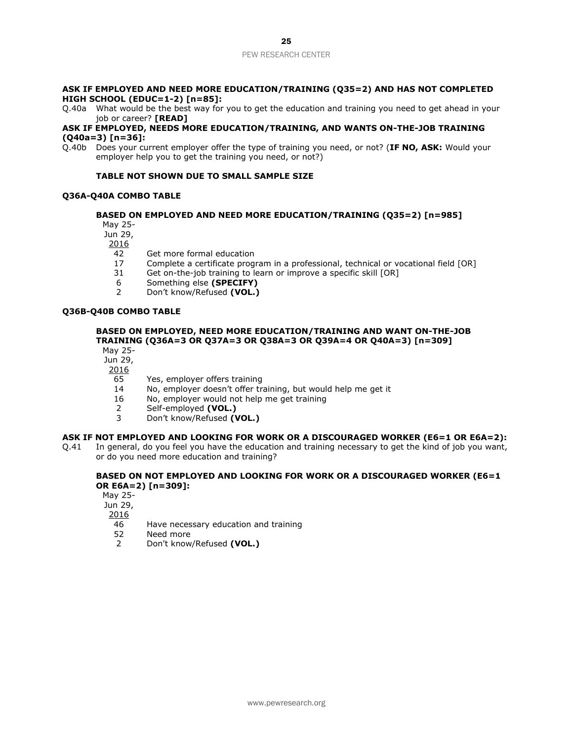**ASK IF EMPLOYED AND NEED MORE EDUCATION/TRAINING (Q35=2) AND HAS NOT COMPLETED HIGH SCHOOL (EDUC=1-2) [n=85]:**

Q.40a What would be the best way for you to get the education and training you need to get ahead in your job or career? **[READ]**

**ASK IF EMPLOYED, NEEDS MORE EDUCATION/TRAINING, AND WANTS ON-THE-JOB TRAINING (Q40a=3) [n=36]:**

Q.40b Does your current employer offer the type of training you need, or not? (**IF NO, ASK:** Would your employer help you to get the training you need, or not?)

**TABLE NOT SHOWN DUE TO SMALL SAMPLE SIZE**

**Q36A-Q40A COMBO TABLE**

**BASED ON EMPLOYED AND NEED MORE EDUCATION/TRAINING (Q35=2) [n=985]**

| May 25-Jun 29, 2016 | |
|---|---|
| 42 | Get more formal education |
| 17 | Complete a certificate program in a professional, technical or vocational field [OR] |
| 31 | Get on-the-job training to learn or improve a specific skill [OR] |
| 6 | Something else **(SPECIFY)** |
| 2 | Don't know/Refused **(VOL.)** |

**Q36B-Q40B COMBO TABLE**

**BASED ON EMPLOYED, NEED MORE EDUCATION/TRAINING AND WANT ON-THE-JOB TRAINING (Q36A=3 OR Q37A=3 OR Q38A=3 OR Q39A=4 OR Q40A=3) [n=309]**

| May 25-Jun 29, 2016 | |
|---|---|
| 65 | Yes, employer offers training |
| 14 | No, employer doesn't offer training, but would help me get it |
| 16 | No, employer would not help me get training |
| 2 | Self-employed **(VOL.)** |
| 3 | Don't know/Refused **(VOL.)** |

**ASK IF NOT EMPLOYED AND LOOKING FOR WORK OR A DISCOURAGED WORKER (E6=1 OR E6A=2):**

Q.41 In general, do you feel you have the education and training necessary to get the kind of job you want, or do you need more education and training?

**BASED ON NOT EMPLOYED AND LOOKING FOR WORK OR A DISCOURAGED WORKER (E6=1 OR E6A=2) [n=309]:**

| May 25-Jun 29, 2016 | |
|---|---|
| 46 | Have necessary education and training |
| 52 | Need more |
| 2 | Don't know/Refused **(VOL.)** |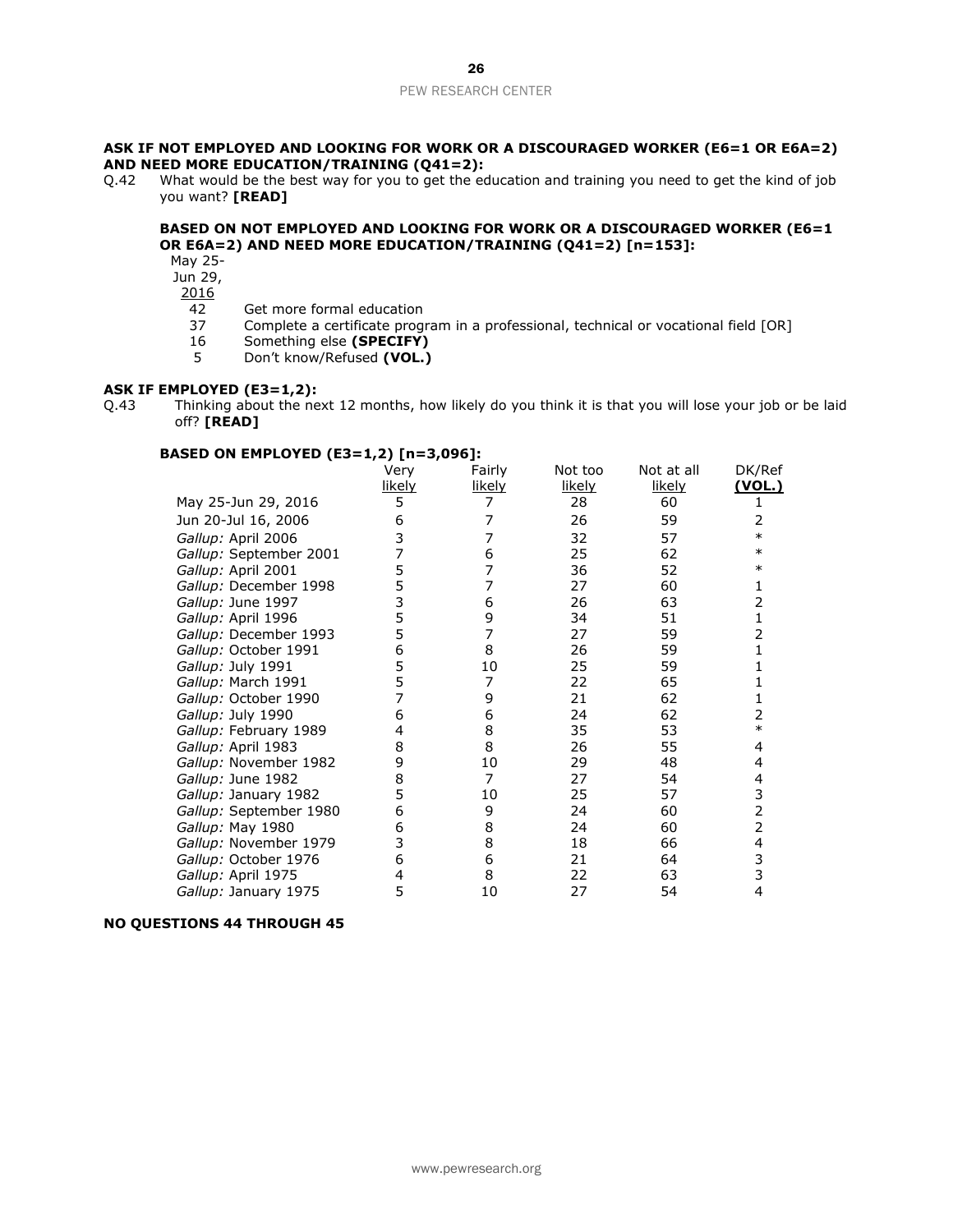**ASK IF NOT EMPLOYED AND LOOKING FOR WORK OR A DISCOURAGED WORKER (E6=1 OR E6A=2) AND NEED MORE EDUCATION/TRAINING (Q41=2):**

Q.42 What would be the best way for you to get the education and training you need to get the kind of job you want? **[READ]**

**BASED ON NOT EMPLOYED AND LOOKING FOR WORK OR A DISCOURAGED WORKER (E6=1 OR E6A=2) AND NEED MORE EDUCATION/TRAINING (Q41=2) [n=153]:**

| May 25-Jun 29, 2016 | |
|---|---|
| 42 | Get more formal education |
| 37 | Complete a certificate program in a professional, technical or vocational field [OR] |
| 16 | Something else **(SPECIFY)** |
| 5 | Don't know/Refused **(VOL.)** |

**ASK IF EMPLOYED (E3=1,2):**

Q.43 Thinking about the next 12 months, how likely do you think it is that you will lose your job or be laid off? **[READ]**

**BASED ON EMPLOYED (E3=1,2) [n=3,096]:**

| | Very likely | Fairly likely | Not too likely | Not at all likely | DK/Ref (VOL.) |
|---|---|---|---|---|---|
| May 25-Jun 29, 2016 | 5 | 7 | 28 | 60 | 1 |
| Jun 20-Jul 16, 2006 | 6 | 7 | 26 | 59 | 2 |
| *Gallup:* April 2006 | 3 | 7 | 32 | 57 | * |
| *Gallup:* September 2001 | 7 | 6 | 25 | 62 | * |
| *Gallup:* April 2001 | 5 | 7 | 36 | 52 | * |
| *Gallup:* December 1998 | 5 | 7 | 27 | 60 | 1 |
| *Gallup:* June 1997 | 3 | 6 | 26 | 63 | 2 |
| *Gallup:* April 1996 | 5 | 9 | 34 | 51 | 1 |
| *Gallup:* December 1993 | 5 | 7 | 27 | 59 | 2 |
| *Gallup:* October 1991 | 6 | 8 | 26 | 59 | 1 |
| *Gallup:* July 1991 | 5 | 10 | 25 | 59 | 1 |
| *Gallup:* March 1991 | 5 | 7 | 22 | 65 | 1 |
| *Gallup:* October 1990 | 7 | 9 | 21 | 62 | 1 |
| *Gallup:* July 1990 | 6 | 6 | 24 | 62 | 2 |
| *Gallup:* February 1989 | 4 | 8 | 35 | 53 | * |
| *Gallup:* April 1983 | 8 | 8 | 26 | 55 | 4 |
| *Gallup:* November 1982 | 9 | 10 | 29 | 48 | 4 |
| *Gallup:* June 1982 | 8 | 7 | 27 | 54 | 4 |
| *Gallup:* January 1982 | 5 | 10 | 25 | 57 | 3 |
| *Gallup:* September 1980 | 6 | 9 | 24 | 60 | 2 |
| *Gallup:* May 1980 | 6 | 8 | 24 | 60 | 2 |
| *Gallup:* November 1979 | 3 | 8 | 18 | 66 | 4 |
| *Gallup:* October 1976 | 6 | 6 | 21 | 64 | 3 |
| *Gallup:* April 1975 | 4 | 8 | 22 | 63 | 3 |
| *Gallup:* January 1975 | 5 | 10 | 27 | 54 | 4 |

**NO QUESTIONS 44 THROUGH 45**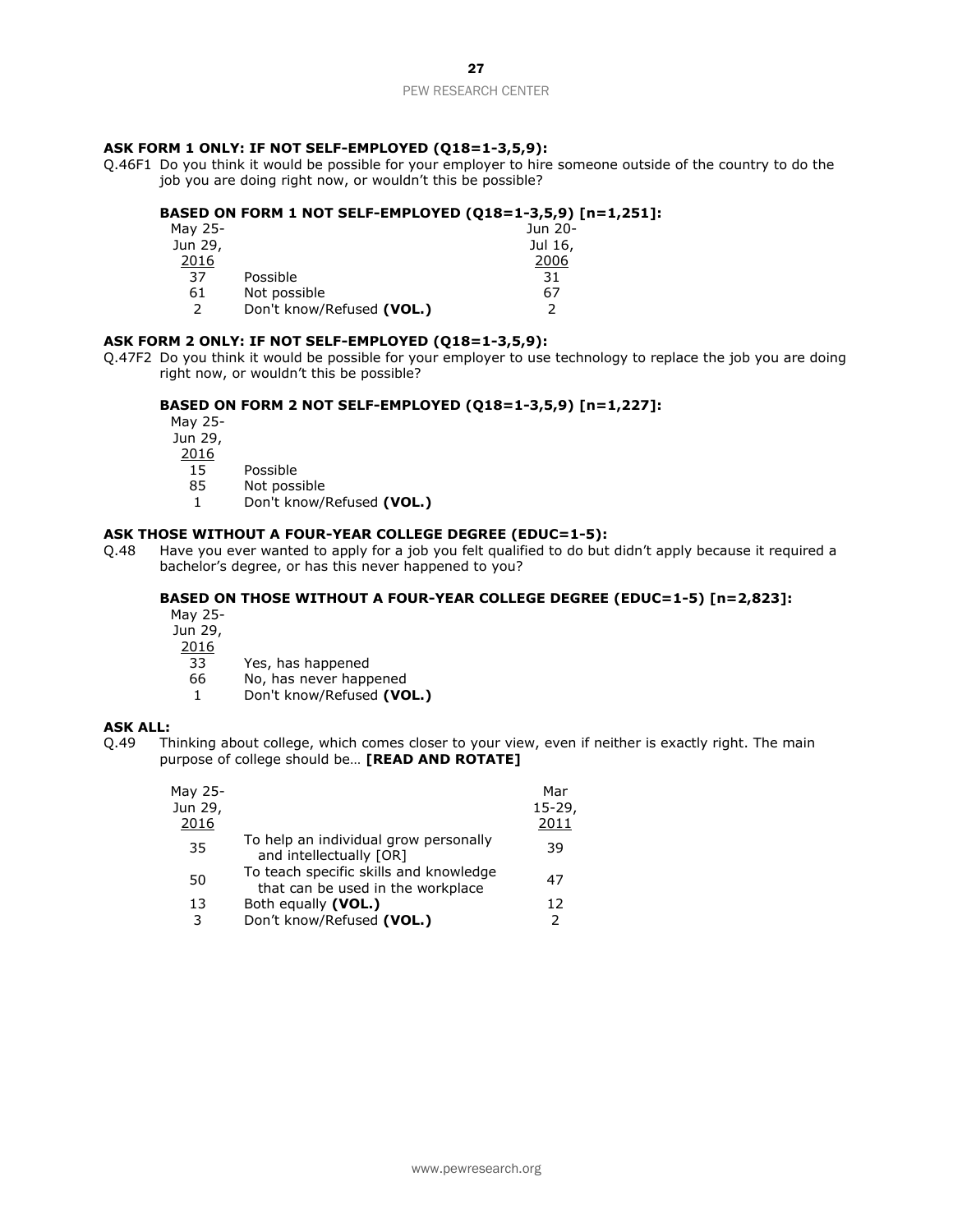**ASK FORM 1 ONLY: IF NOT SELF-EMPLOYED (Q18=1-3,5,9):**

Q.46F1 Do you think it would be possible for your employer to hire someone outside of the country to do the job you are doing right now, or wouldn't this be possible?

**BASED ON FORM 1 NOT SELF-EMPLOYED (Q18=1-3,5,9) [n=1,251]:**

| May 25-Jun 29, 2016 | | Jun 20-Jul 16, 2006 |
|---|---|---|
| 37 | Possible | 31 |
| 61 | Not possible | 67 |
| 2 | Don't know/Refused **(VOL.)** | 2 |

**ASK FORM 2 ONLY: IF NOT SELF-EMPLOYED (Q18=1-3,5,9):**

Q.47F2 Do you think it would be possible for your employer to use technology to replace the job you are doing right now, or wouldn't this be possible?

**BASED ON FORM 2 NOT SELF-EMPLOYED (Q18=1-3,5,9) [n=1,227]:**

| May 25-Jun 29, 2016 | |
|---|---|
| 15 | Possible |
| 85 | Not possible |
| 1 | Don't know/Refused **(VOL.)** |

**ASK THOSE WITHOUT A FOUR-YEAR COLLEGE DEGREE (EDUC=1-5):**

Q.48 Have you ever wanted to apply for a job you felt qualified to do but didn't apply because it required a bachelor's degree, or has this never happened to you?

**BASED ON THOSE WITHOUT A FOUR-YEAR COLLEGE DEGREE (EDUC=1-5) [n=2,823]:**

| May 25-Jun 29, 2016 | |
|---|---|
| 33 | Yes, has happened |
| 66 | No, has never happened |
| 1 | Don't know/Refused **(VOL.)** |

**ASK ALL:**

Q.49 Thinking about college, which comes closer to your view, even if neither is exactly right. The main purpose of college should be… **[READ AND ROTATE]**

| May 25-Jun 29, 2016 | | Mar 15-29, 2011 |
|---|---|---|
| 35 | To help an individual grow personally and intellectually [OR] | 39 |
| 50 | To teach specific skills and knowledge that can be used in the workplace | 47 |
| 13 | Both equally **(VOL.)** | 12 |
| 3 | Don't know/Refused **(VOL.)** | 2 |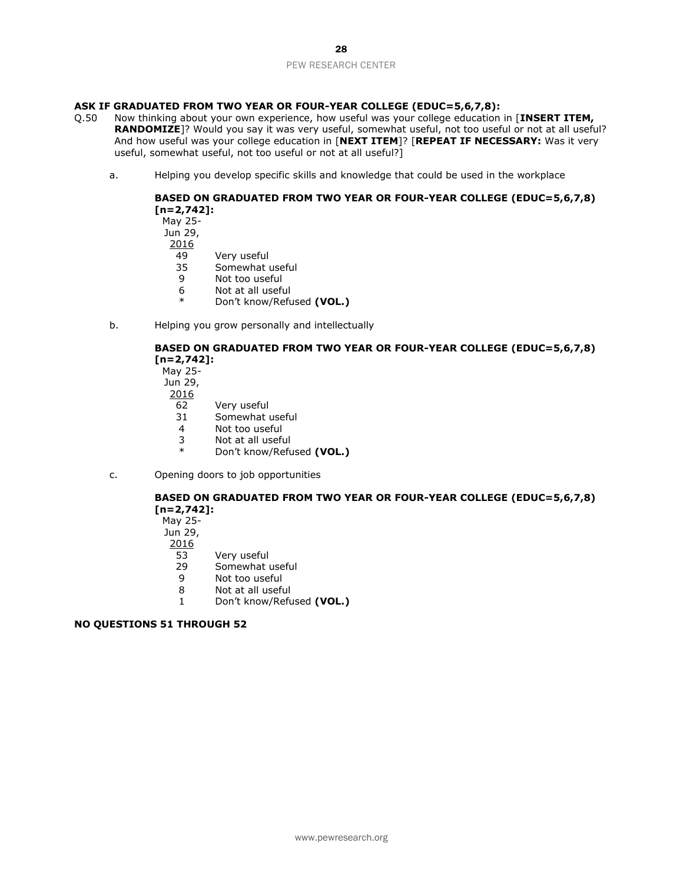**ASK IF GRADUATED FROM TWO YEAR OR FOUR-YEAR COLLEGE (EDUC=5,6,7,8):**

Q.50 Now thinking about your own experience, how useful was your college education in [**INSERT ITEM, RANDOMIZE**]? Would you say it was very useful, somewhat useful, not too useful or not at all useful? And how useful was your college education in [**NEXT ITEM**]? [**REPEAT IF NECESSARY:** Was it very useful, somewhat useful, not too useful or not at all useful?]

a. Helping you develop specific skills and knowledge that could be used in the workplace

**BASED ON GRADUATED FROM TWO YEAR OR FOUR-YEAR COLLEGE (EDUC=5,6,7,8) [n=2,742]:**

| May 25-Jun 29, 2016 | |
|---|---|
| 49 | Very useful |
| 35 | Somewhat useful |
| 9 | Not too useful |
| 6 | Not at all useful |
| * | Don't know/Refused **(VOL.)** |

b. Helping you grow personally and intellectually

**BASED ON GRADUATED FROM TWO YEAR OR FOUR-YEAR COLLEGE (EDUC=5,6,7,8) [n=2,742]:**

| May 25-Jun 29, 2016 | |
|---|---|
| 62 | Very useful |
| 31 | Somewhat useful |
| 4 | Not too useful |
| 3 | Not at all useful |
| * | Don't know/Refused **(VOL.)** |

c. Opening doors to job opportunities

**BASED ON GRADUATED FROM TWO YEAR OR FOUR-YEAR COLLEGE (EDUC=5,6,7,8) [n=2,742]:**

| May 25-Jun 29, 2016 | |
|---|---|
| 53 | Very useful |
| 29 | Somewhat useful |
| 9 | Not too useful |
| 8 | Not at all useful |
| 1 | Don't know/Refused **(VOL.)** |

**NO QUESTIONS 51 THROUGH 52**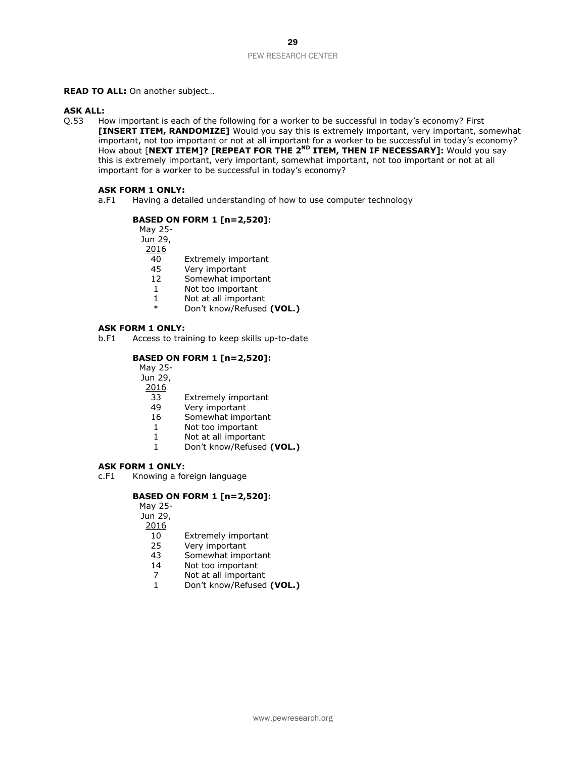**READ TO ALL:** On another subject…

**ASK ALL:**

Q.53 How important is each of the following for a worker to be successful in today's economy? First **[INSERT ITEM, RANDOMIZE]** Would you say this is extremely important, very important, somewhat important, not too important or not at all important for a worker to be successful in today's economy? How about [**NEXT ITEM]? [REPEAT FOR THE 2ND ITEM, THEN IF NECESSARY]:** Would you say this is extremely important, very important, somewhat important, not too important or not at all important for a worker to be successful in today's economy?

**ASK FORM 1 ONLY:**

a.F1 Having a detailed understanding of how to use computer technology

**BASED ON FORM 1 [n=2,520]:**

| May 25-Jun 29, 2016 | |
|---|---|
| 40 | Extremely important |
| 45 | Very important |
| 12 | Somewhat important |
| 1 | Not too important |
| 1 | Not at all important |
| * | Don't know/Refused **(VOL.)** |

**ASK FORM 1 ONLY:**

b.F1 Access to training to keep skills up-to-date

**BASED ON FORM 1 [n=2,520]:**

| May 25-Jun 29, 2016 | |
|---|---|
| 33 | Extremely important |
| 49 | Very important |
| 16 | Somewhat important |
| 1 | Not too important |
| 1 | Not at all important |
| 1 | Don't know/Refused **(VOL.)** |

**ASK FORM 1 ONLY:**

c.F1 Knowing a foreign language

**BASED ON FORM 1 [n=2,520]:**

| May 25-Jun 29, 2016 | |
|---|---|
| 10 | Extremely important |
| 25 | Very important |
| 43 | Somewhat important |
| 14 | Not too important |
| 7 | Not at all important |
| 1 | Don't know/Refused **(VOL.)** |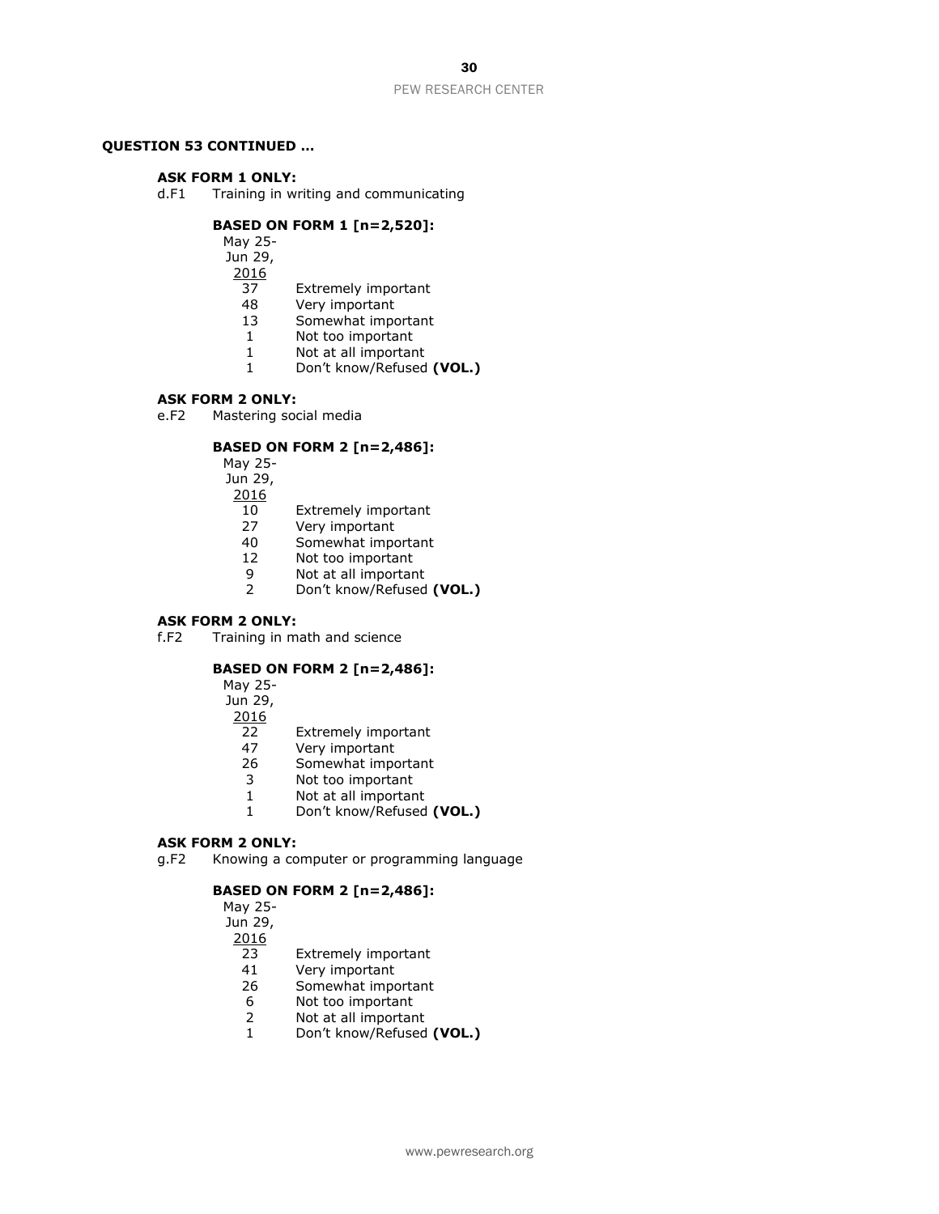**QUESTION 53 CONTINUED …**

**ASK FORM 1 ONLY:**

d.F1 Training in writing and communicating

**BASED ON FORM 1 [n=2,520]:**

| May 25-Jun 29, 2016 | |
|---|---|
| 37 | Extremely important |
| 48 | Very important |
| 13 | Somewhat important |
| 1 | Not too important |
| 1 | Not at all important |
| 1 | Don't know/Refused **(VOL.)** |

**ASK FORM 2 ONLY:**

e.F2 Mastering social media

**BASED ON FORM 2 [n=2,486]:**

| May 25-Jun 29, 2016 | |
|---|---|
| 10 | Extremely important |
| 27 | Very important |
| 40 | Somewhat important |
| 12 | Not too important |
| 9 | Not at all important |
| 2 | Don't know/Refused **(VOL.)** |

**ASK FORM 2 ONLY:**

f.F2 Training in math and science

**BASED ON FORM 2 [n=2,486]:**

| May 25-Jun 29, 2016 | |
|---|---|
| 22 | Extremely important |
| 47 | Very important |
| 26 | Somewhat important |
| 3 | Not too important |
| 1 | Not at all important |
| 1 | Don't know/Refused **(VOL.)** |

**ASK FORM 2 ONLY:**

g.F2 Knowing a computer or programming language

**BASED ON FORM 2 [n=2,486]:**

| May 25-Jun 29, 2016 | |
|---|---|
| 23 | Extremely important |
| 41 | Very important |
| 26 | Somewhat important |
| 6 | Not too important |
| 2 | Not at all important |
| 1 | Don't know/Refused **(VOL.)** |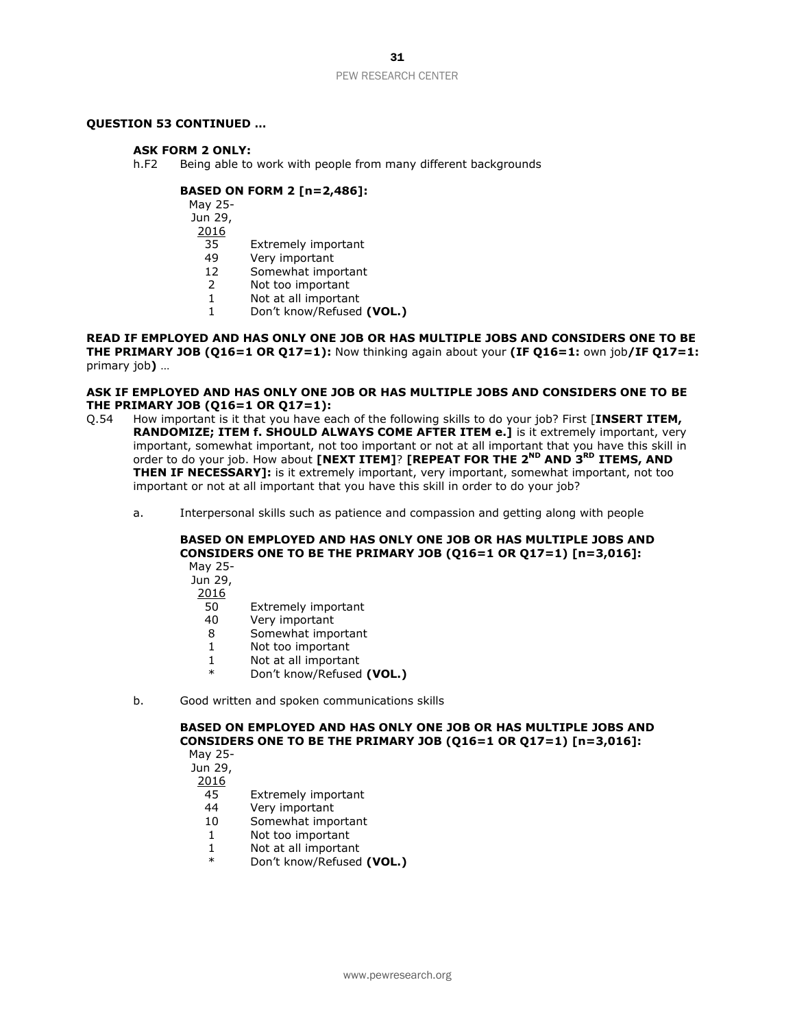**QUESTION 53 CONTINUED …**

**ASK FORM 2 ONLY:**

h.F2 Being able to work with people from many different backgrounds

**BASED ON FORM 2 [n=2,486]:**

| May 25-Jun 29, 2016 | |
|---|---|
| 35 | Extremely important |
| 49 | Very important |
| 12 | Somewhat important |
| 2 | Not too important |
| 1 | Not at all important |
| 1 | Don't know/Refused **(VOL.)** |

**READ IF EMPLOYED AND HAS ONLY ONE JOB OR HAS MULTIPLE JOBS AND CONSIDERS ONE TO BE THE PRIMARY JOB (Q16=1 OR Q17=1):** Now thinking again about your **(IF Q16=1:** own job**/IF Q17=1:** primary job**)** …

**ASK IF EMPLOYED AND HAS ONLY ONE JOB OR HAS MULTIPLE JOBS AND CONSIDERS ONE TO BE THE PRIMARY JOB (Q16=1 OR Q17=1):**

Q.54 How important is it that you have each of the following skills to do your job? First [**INSERT ITEM, RANDOMIZE; ITEM f. SHOULD ALWAYS COME AFTER ITEM e.]** is it extremely important, very important, somewhat important, not too important or not at all important that you have this skill in order to do your job. How about **[NEXT ITEM]**? **[REPEAT FOR THE 2ND AND 3RD ITEMS, AND THEN IF NECESSARY]:** is it extremely important, very important, somewhat important, not too important or not at all important that you have this skill in order to do your job?

a. Interpersonal skills such as patience and compassion and getting along with people

**BASED ON EMPLOYED AND HAS ONLY ONE JOB OR HAS MULTIPLE JOBS AND CONSIDERS ONE TO BE THE PRIMARY JOB (Q16=1 OR Q17=1) [n=3,016]:**

| May 25-Jun 29, 2016 | |
|---|---|
| 50 | Extremely important |
| 40 | Very important |
| 8 | Somewhat important |
| 1 | Not too important |
| 1 | Not at all important |
| * | Don't know/Refused **(VOL.)** |

b. Good written and spoken communications skills

**BASED ON EMPLOYED AND HAS ONLY ONE JOB OR HAS MULTIPLE JOBS AND CONSIDERS ONE TO BE THE PRIMARY JOB (Q16=1 OR Q17=1) [n=3,016]:**

| May 25-Jun 29, 2016 | |
|---|---|
| 45 | Extremely important |
| 44 | Very important |
| 10 | Somewhat important |
| 1 | Not too important |
| 1 | Not at all important |
| * | Don't know/Refused **(VOL.)** |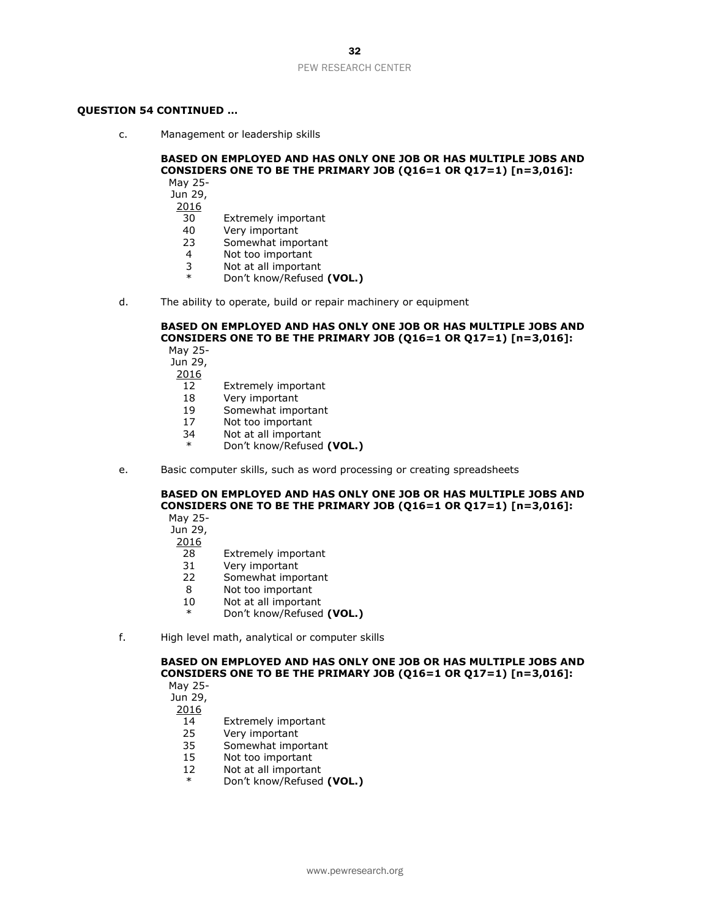**QUESTION 54 CONTINUED …**

c. Management or leadership skills

**BASED ON EMPLOYED AND HAS ONLY ONE JOB OR HAS MULTIPLE JOBS AND CONSIDERS ONE TO BE THE PRIMARY JOB (Q16=1 OR Q17=1) [n=3,016]:**

| May 25-Jun 29, 2016 | |
|---|---|
| 30 | Extremely important |
| 40 | Very important |
| 23 | Somewhat important |
| 4 | Not too important |
| 3 | Not at all important |
| * | Don't know/Refused **(VOL.)** |

d. The ability to operate, build or repair machinery or equipment

**BASED ON EMPLOYED AND HAS ONLY ONE JOB OR HAS MULTIPLE JOBS AND CONSIDERS ONE TO BE THE PRIMARY JOB (Q16=1 OR Q17=1) [n=3,016]:**

| May 25-Jun 29, 2016 | |
|---|---|
| 12 | Extremely important |
| 18 | Very important |
| 19 | Somewhat important |
| 17 | Not too important |
| 34 | Not at all important |
| * | Don't know/Refused **(VOL.)** |

e. Basic computer skills, such as word processing or creating spreadsheets

**BASED ON EMPLOYED AND HAS ONLY ONE JOB OR HAS MULTIPLE JOBS AND CONSIDERS ONE TO BE THE PRIMARY JOB (Q16=1 OR Q17=1) [n=3,016]:**

| May 25-Jun 29, 2016 | |
|---|---|
| 28 | Extremely important |
| 31 | Very important |
| 22 | Somewhat important |
| 8 | Not too important |
| 10 | Not at all important |
| * | Don't know/Refused **(VOL.)** |

f. High level math, analytical or computer skills

**BASED ON EMPLOYED AND HAS ONLY ONE JOB OR HAS MULTIPLE JOBS AND CONSIDERS ONE TO BE THE PRIMARY JOB (Q16=1 OR Q17=1) [n=3,016]:**

| May 25-Jun 29, 2016 | |
|---|---|
| 14 | Extremely important |
| 25 | Very important |
| 35 | Somewhat important |
| 15 | Not too important |
| 12 | Not at all important |
| * | Don't know/Refused **(VOL.)** |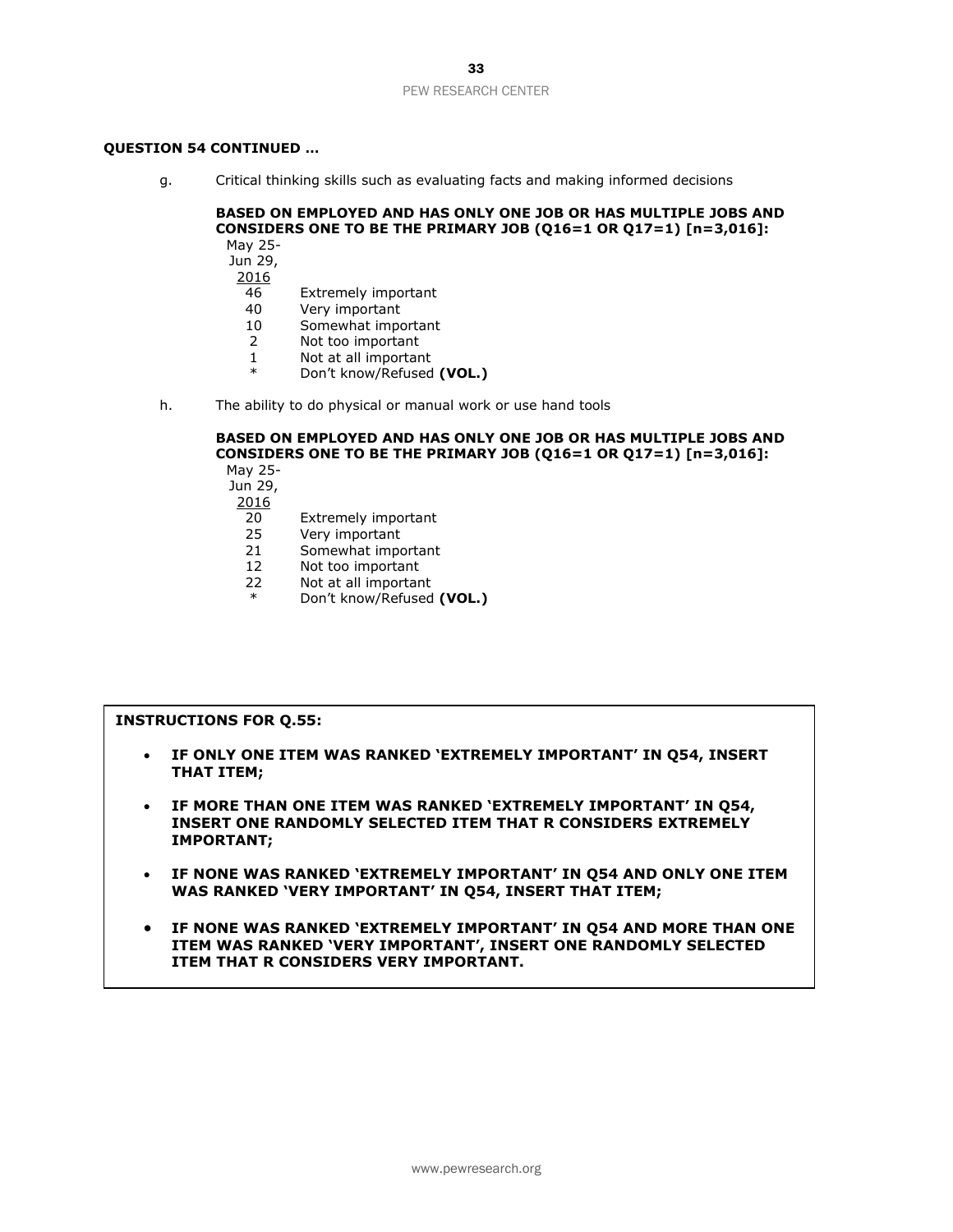**QUESTION 54 CONTINUED …**

g. Critical thinking skills such as evaluating facts and making informed decisions

**BASED ON EMPLOYED AND HAS ONLY ONE JOB OR HAS MULTIPLE JOBS AND CONSIDERS ONE TO BE THE PRIMARY JOB (Q16=1 OR Q17=1) [n=3,016]:**

| May 25-Jun 29, 2016 | |
|---|---|
| 46 | Extremely important |
| 40 | Very important |
| 10 | Somewhat important |
| 2 | Not too important |
| 1 | Not at all important |
| * | Don't know/Refused **(VOL.)** |

h. The ability to do physical or manual work or use hand tools

**BASED ON EMPLOYED AND HAS ONLY ONE JOB OR HAS MULTIPLE JOBS AND CONSIDERS ONE TO BE THE PRIMARY JOB (Q16=1 OR Q17=1) [n=3,016]:**

| May 25-Jun 29, 2016 | |
|---|---|
| 20 | Extremely important |
| 25 | Very important |
| 21 | Somewhat important |
| 12 | Not too important |
| 22 | Not at all important |
| * | Don't know/Refused **(VOL.)** |

**INSTRUCTIONS FOR Q.55:**

- **IF ONLY ONE ITEM WAS RANKED 'EXTREMELY IMPORTANT' IN Q54, INSERT THAT ITEM;**
- **IF MORE THAN ONE ITEM WAS RANKED 'EXTREMELY IMPORTANT' IN Q54, INSERT ONE RANDOMLY SELECTED ITEM THAT R CONSIDERS EXTREMELY IMPORTANT;**
- **IF NONE WAS RANKED 'EXTREMELY IMPORTANT' IN Q54 AND ONLY ONE ITEM WAS RANKED 'VERY IMPORTANT' IN Q54, INSERT THAT ITEM;**
- **IF NONE WAS RANKED 'EXTREMELY IMPORTANT' IN Q54 AND MORE THAN ONE ITEM WAS RANKED 'VERY IMPORTANT', INSERT ONE RANDOMLY SELECTED ITEM THAT R CONSIDERS VERY IMPORTANT.**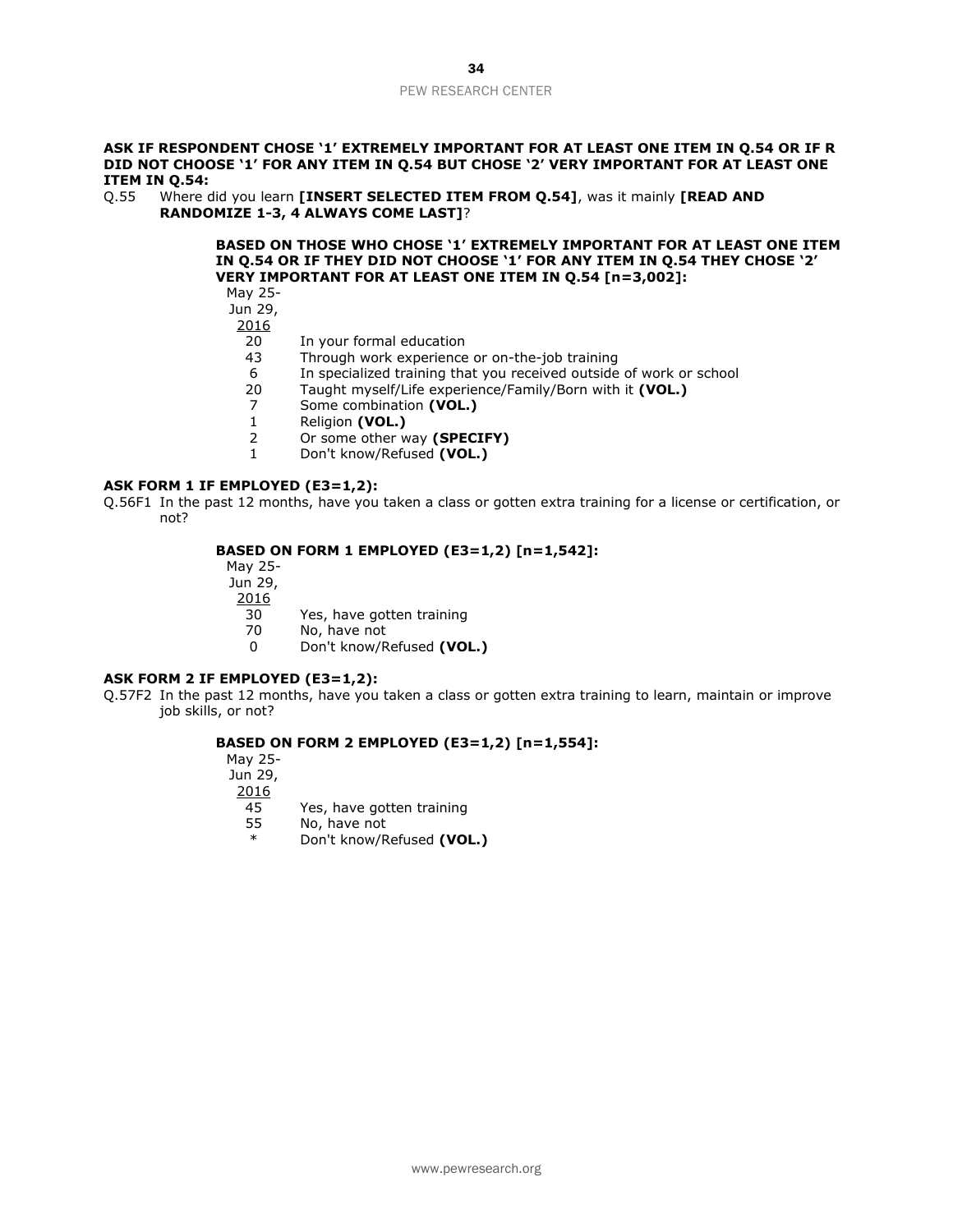**ASK IF RESPONDENT CHOSE '1' EXTREMELY IMPORTANT FOR AT LEAST ONE ITEM IN Q.54 OR IF R DID NOT CHOOSE '1' FOR ANY ITEM IN Q.54 BUT CHOSE '2' VERY IMPORTANT FOR AT LEAST ONE ITEM IN Q.54:**

Q.55 Where did you learn **[INSERT SELECTED ITEM FROM Q.54]**, was it mainly **[READ AND RANDOMIZE 1-3, 4 ALWAYS COME LAST]**?

**BASED ON THOSE WHO CHOSE '1' EXTREMELY IMPORTANT FOR AT LEAST ONE ITEM IN Q.54 OR IF THEY DID NOT CHOOSE '1' FOR ANY ITEM IN Q.54 THEY CHOSE '2' VERY IMPORTANT FOR AT LEAST ONE ITEM IN Q.54 [n=3,002]:**

| May 25-Jun 29, 2016 | |
|---|---|
| 20 | In your formal education |
| 43 | Through work experience or on-the-job training |
| 6 | In specialized training that you received outside of work or school |
| 20 | Taught myself/Life experience/Family/Born with it **(VOL.)** |
| 7 | Some combination **(VOL.)** |
| 1 | Religion **(VOL.)** |
| 2 | Or some other way **(SPECIFY)** |
| 1 | Don't know/Refused **(VOL.)** |

**ASK FORM 1 IF EMPLOYED (E3=1,2):**

Q.56F1 In the past 12 months, have you taken a class or gotten extra training for a license or certification, or not?

**BASED ON FORM 1 EMPLOYED (E3=1,2) [n=1,542]:**

| May 25-Jun 29, 2016 | |
|---|---|
| 30 | Yes, have gotten training |
| 70 | No, have not |
| 0 | Don't know/Refused **(VOL.)** |

**ASK FORM 2 IF EMPLOYED (E3=1,2):**

Q.57F2 In the past 12 months, have you taken a class or gotten extra training to learn, maintain or improve job skills, or not?

**BASED ON FORM 2 EMPLOYED (E3=1,2) [n=1,554]:**

| May 25-Jun 29, 2016 | |
|---|---|
| 45 | Yes, have gotten training |
| 55 | No, have not |
| * | Don't know/Refused **(VOL.)** |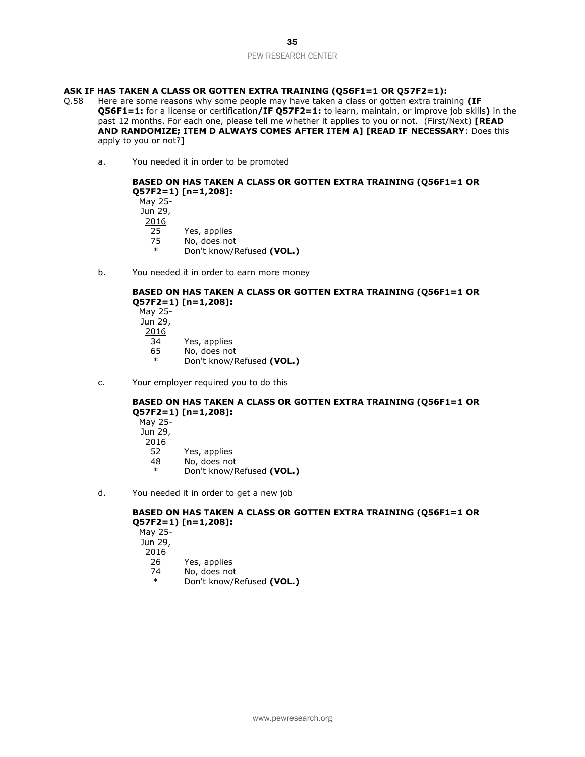**ASK IF HAS TAKEN A CLASS OR GOTTEN EXTRA TRAINING (Q56F1=1 OR Q57F2=1):**

Q.58 Here are some reasons why some people may have taken a class or gotten extra training **(IF Q56F1=1:** for a license or certification**/IF Q57F2=1:** to learn, maintain, or improve job skills**)** in the past 12 months. For each one, please tell me whether it applies to you or not. (First/Next) **[READ AND RANDOMIZE; ITEM D ALWAYS COMES AFTER ITEM A] [READ IF NECESSARY**: Does this apply to you or not?**]**

a. You needed it in order to be promoted

**BASED ON HAS TAKEN A CLASS OR GOTTEN EXTRA TRAINING (Q56F1=1 OR Q57F2=1) [n=1,208]:**

| May 25-Jun 29, 2016 | |
|---|---|
| 25 | Yes, applies |
| 75 | No, does not |
| * | Don't know/Refused **(VOL.)** |

b. You needed it in order to earn more money

**BASED ON HAS TAKEN A CLASS OR GOTTEN EXTRA TRAINING (Q56F1=1 OR Q57F2=1) [n=1,208]:**

| May 25-Jun 29, 2016 | |
|---|---|
| 34 | Yes, applies |
| 65 | No, does not |
| * | Don't know/Refused **(VOL.)** |

c. Your employer required you to do this

**BASED ON HAS TAKEN A CLASS OR GOTTEN EXTRA TRAINING (Q56F1=1 OR Q57F2=1) [n=1,208]:**

| May 25-Jun 29, 2016 | |
|---|---|
| 52 | Yes, applies |
| 48 | No, does not |
| * | Don't know/Refused **(VOL.)** |

d. You needed it in order to get a new job

**BASED ON HAS TAKEN A CLASS OR GOTTEN EXTRA TRAINING (Q56F1=1 OR Q57F2=1) [n=1,208]:**

| May 25-Jun 29, 2016 | |
|---|---|
| 26 | Yes, applies |
| 74 | No, does not |
| * | Don't know/Refused **(VOL.)** |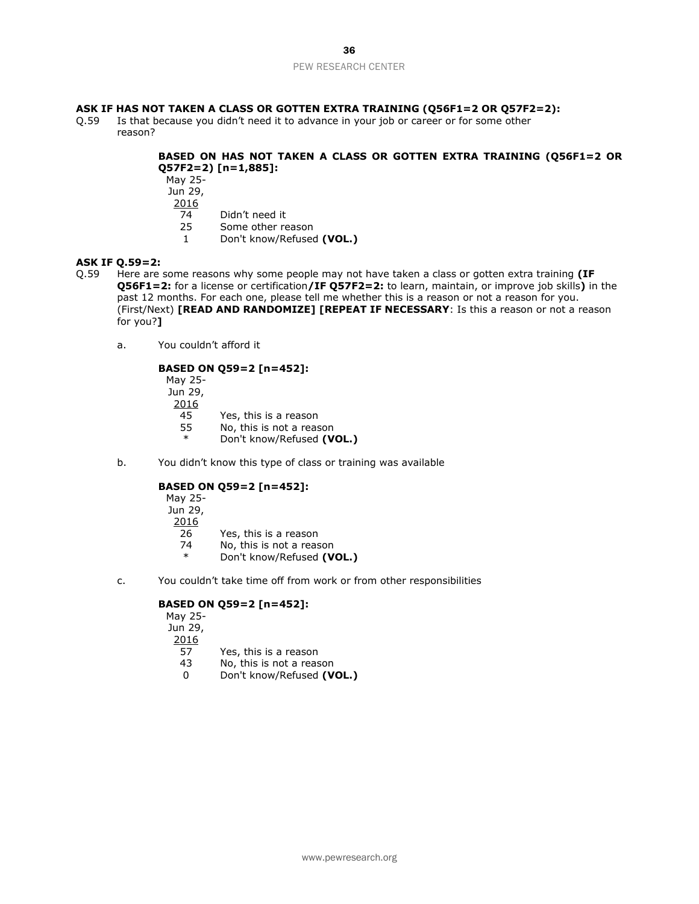**ASK IF HAS NOT TAKEN A CLASS OR GOTTEN EXTRA TRAINING (Q56F1=2 OR Q57F2=2):**

Q.59 Is that because you didn't need it to advance in your job or career or for some other reason?

**BASED ON HAS NOT TAKEN A CLASS OR GOTTEN EXTRA TRAINING (Q56F1=2 OR Q57F2=2) [n=1,885]:**

| May 25-Jun 29, 2016 | |
|---|---|
| 74 | Didn't need it |
| 25 | Some other reason |
| 1 | Don't know/Refused **(VOL.)** |

**ASK IF Q.59=2:**

Q.59 Here are some reasons why some people may not have taken a class or gotten extra training **(IF Q56F1=2:** for a license or certification**/IF Q57F2=2:** to learn, maintain, or improve job skills**)** in the past 12 months. For each one, please tell me whether this is a reason or not a reason for you. (First/Next) **[READ AND RANDOMIZE] [REPEAT IF NECESSARY**: Is this a reason or not a reason for you?**]**

a. You couldn't afford it

**BASED ON Q59=2 [n=452]:**

| May 25-Jun 29, 2016 | |
|---|---|
| 45 | Yes, this is a reason |
| 55 | No, this is not a reason |
| * | Don't know/Refused **(VOL.)** |

b. You didn't know this type of class or training was available

**BASED ON Q59=2 [n=452]:**

| May 25-Jun 29, 2016 | |
|---|---|
| 26 | Yes, this is a reason |
| 74 | No, this is not a reason |
| * | Don't know/Refused **(VOL.)** |

c. You couldn't take time off from work or from other responsibilities

**BASED ON Q59=2 [n=452]:**

| May 25-Jun 29, 2016 | |
|---|---|
| 57 | Yes, this is a reason |
| 43 | No, this is not a reason |
| 0 | Don't know/Refused **(VOL.)** |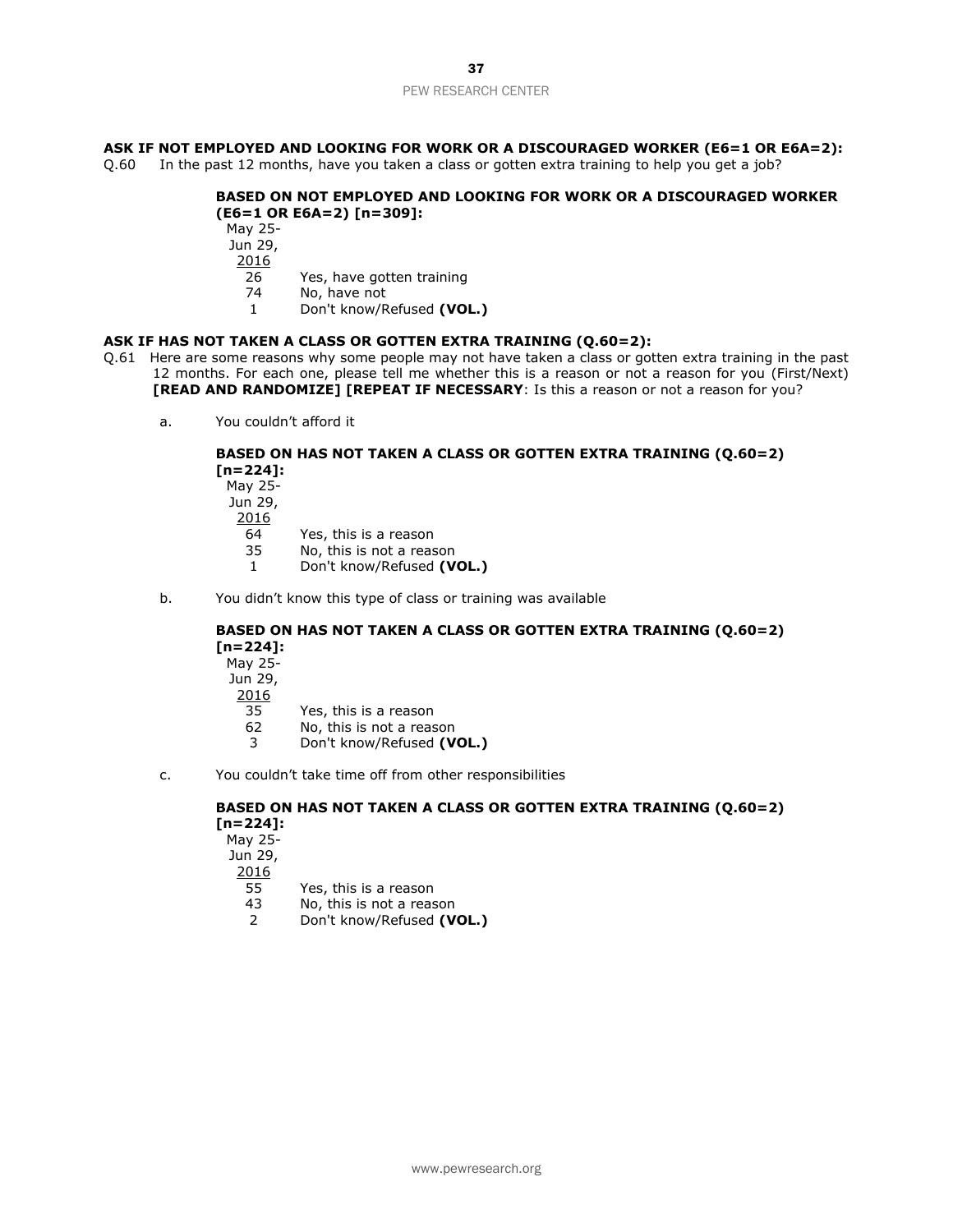**ASK IF NOT EMPLOYED AND LOOKING FOR WORK OR A DISCOURAGED WORKER (E6=1 OR E6A=2):**

Q.60 In the past 12 months, have you taken a class or gotten extra training to help you get a job?

**BASED ON NOT EMPLOYED AND LOOKING FOR WORK OR A DISCOURAGED WORKER (E6=1 OR E6A=2) [n=309]:**

| May 25-Jun 29, 2016 | |
|---|---|
| 26 | Yes, have gotten training |
| 74 | No, have not |
| 1 | Don't know/Refused **(VOL.)** |

**ASK IF HAS NOT TAKEN A CLASS OR GOTTEN EXTRA TRAINING (Q.60=2):**

Q.61 Here are some reasons why some people may not have taken a class or gotten extra training in the past 12 months. For each one, please tell me whether this is a reason or not a reason for you (First/Next) **[READ AND RANDOMIZE] [REPEAT IF NECESSARY]**: Is this a reason or not a reason for you?

a. You couldn't afford it

**BASED ON HAS NOT TAKEN A CLASS OR GOTTEN EXTRA TRAINING (Q.60=2) [n=224]:**

| May 25-Jun 29, 2016 | |
|---|---|
| 64 | Yes, this is a reason |
| 35 | No, this is not a reason |
| 1 | Don't know/Refused **(VOL.)** |

b. You didn't know this type of class or training was available

**BASED ON HAS NOT TAKEN A CLASS OR GOTTEN EXTRA TRAINING (Q.60=2) [n=224]:**

| May 25-Jun 29, 2016 | |
|---|---|
| 35 | Yes, this is a reason |
| 62 | No, this is not a reason |
| 3 | Don't know/Refused **(VOL.)** |

c. You couldn't take time off from other responsibilities

**BASED ON HAS NOT TAKEN A CLASS OR GOTTEN EXTRA TRAINING (Q.60=2) [n=224]:**

| May 25-Jun 29, 2016 | |
|---|---|
| 55 | Yes, this is a reason |
| 43 | No, this is not a reason |
| 2 | Don't know/Refused **(VOL.)** |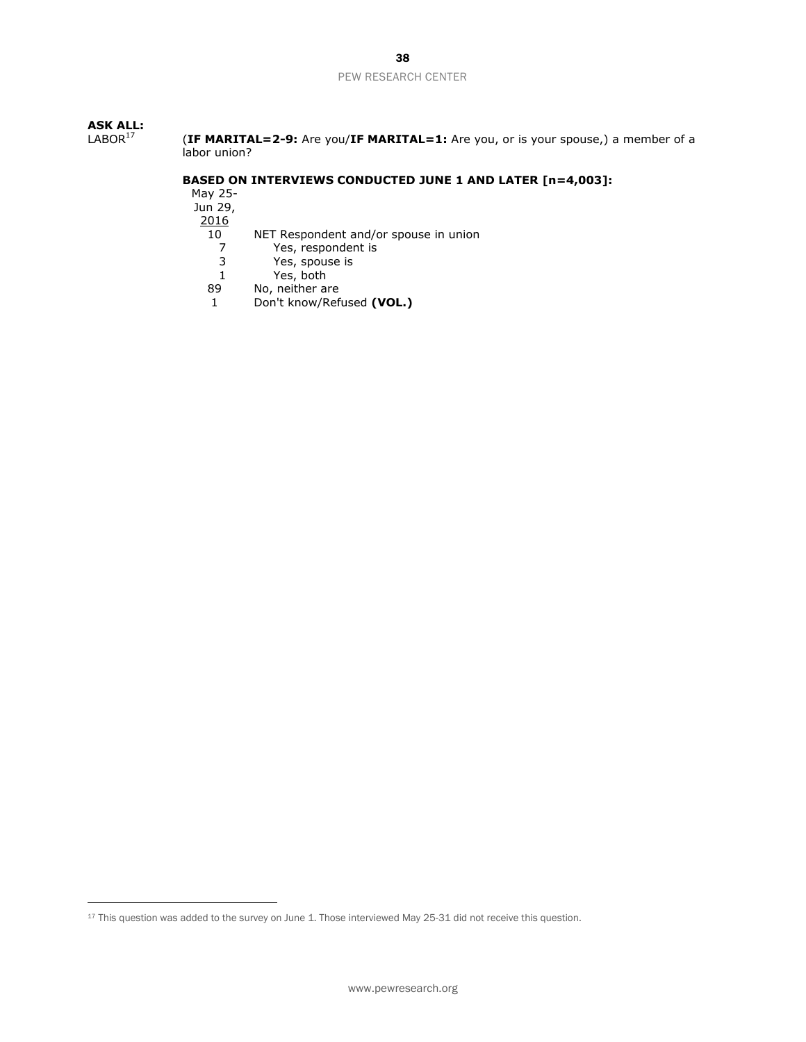**ASK ALL:**

LABOR[17] (**IF MARITAL=2-9:** Are you/**IF MARITAL=1:** Are you, or is your spouse,) a member of a labor union?

**BASED ON INTERVIEWS CONDUCTED JUNE 1 AND LATER [n=4,003]:**

| May 25-Jun 29, 2016 | |
|---|---|
| 10 | NET Respondent and/or spouse in union |
| 7 | Yes, respondent is |
| 3 | Yes, spouse is |
| 1 | Yes, both |
| 89 | No, neither are |
| 1 | Don't know/Refused **(VOL.)** |

[17] This question was added to the survey on June 1. Those interviewed May 25-31 did not receive this question.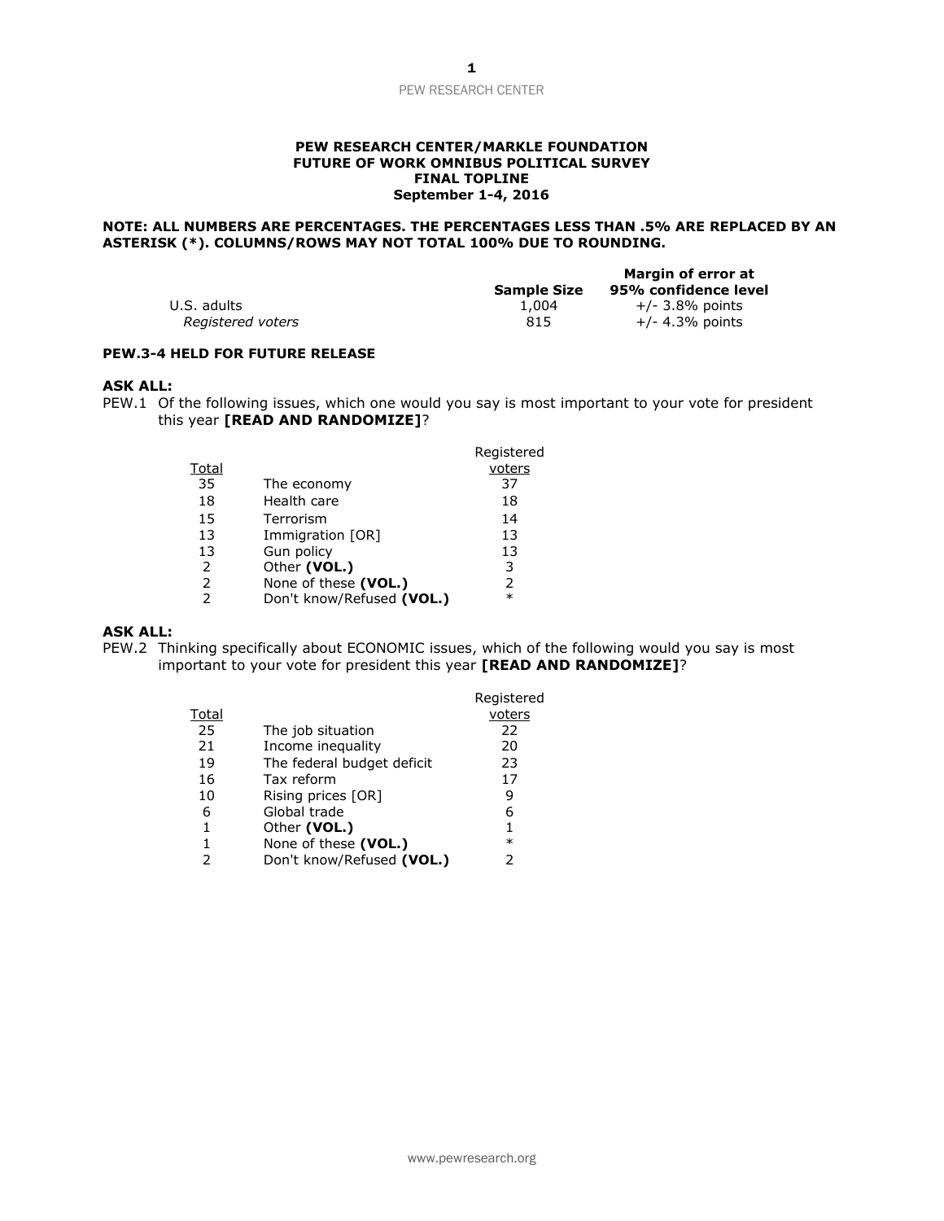**PEW RESEARCH CENTER/MARKLE FOUNDATION**
**FUTURE OF WORK OMNIBUS POLITICAL SURVEY**
**FINAL TOPLINE**
**September 1-4, 2016**

**NOTE: ALL NUMBERS ARE PERCENTAGES. THE PERCENTAGES LESS THAN .5% ARE REPLACED BY AN ASTERISK (*). COLUMNS/ROWS MAY NOT TOTAL 100% DUE TO ROUNDING.**

| | Sample Size | Margin of error at 95% confidence level |
|---|---|---|
| U.S. adults | 1,004 | +/- 3.8% points |
| *Registered voters* | 815 | +/- 4.3% points |

**PEW.3-4 HELD FOR FUTURE RELEASE**

**ASK ALL:**

PEW.1 Of the following issues, which one would you say is most important to your vote for president this year **[READ AND RANDOMIZE]**?

| Total | | Registered voters |
|---|---|---|
| 35 | The economy | 37 |
| 18 | Health care | 18 |
| 15 | Terrorism | 14 |
| 13 | Immigration [OR] | 13 |
| 13 | Gun policy | 13 |
| 2 | Other **(VOL.)** | 3 |
| 2 | None of these **(VOL.)** | 2 |
| 2 | Don't know/Refused **(VOL.)** | * |

**ASK ALL:**

PEW.2 Thinking specifically about ECONOMIC issues, which of the following would you say is most important to your vote for president this year **[READ AND RANDOMIZE]**?

| Total | | Registered voters |
|---|---|---|
| 25 | The job situation | 22 |
| 21 | Income inequality | 20 |
| 19 | The federal budget deficit | 23 |
| 16 | Tax reform | 17 |
| 10 | Rising prices [OR] | 9 |
| 6 | Global trade | 6 |
| 1 | Other **(VOL.)** | 1 |
| 1 | None of these **(VOL.)** | * |
| 2 | Don't know/Refused **(VOL.)** | 2 |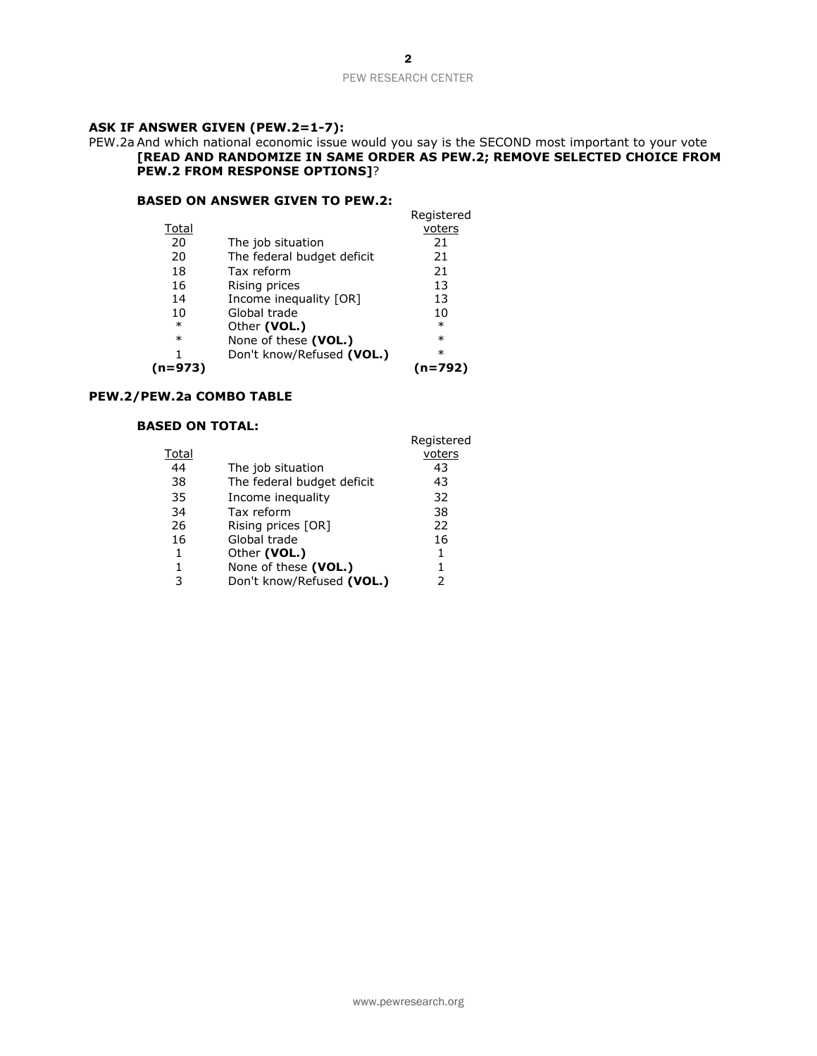**ASK IF ANSWER GIVEN (PEW.2=1-7):**

PEW.2a And which national economic issue would you say is the SECOND most important to your vote **[READ AND RANDOMIZE IN SAME ORDER AS PEW.2; REMOVE SELECTED CHOICE FROM PEW.2 FROM RESPONSE OPTIONS]**?

**BASED ON ANSWER GIVEN TO PEW.2:**

| Total | | Registered voters |
|---|---|---|
| 20 | The job situation | 21 |
| 20 | The federal budget deficit | 21 |
| 18 | Tax reform | 21 |
| 16 | Rising prices | 13 |
| 14 | Income inequality [OR] | 13 |
| 10 | Global trade | 10 |
| * | Other **(VOL.)** | * |
| * | None of these **(VOL.)** | * |
| 1 | Don't know/Refused **(VOL.)** | * |
| **(n=973)** | | **(n=792)** |

**PEW.2/PEW.2a COMBO TABLE**

**BASED ON TOTAL:**

| Total | | Registered voters |
|---|---|---|
| 44 | The job situation | 43 |
| 38 | The federal budget deficit | 43 |
| 35 | Income inequality | 32 |
| 34 | Tax reform | 38 |
| 26 | Rising prices [OR] | 22 |
| 16 | Global trade | 16 |
| 1 | Other **(VOL.)** | 1 |
| 1 | None of these **(VOL.)** | 1 |
| 3 | Don't know/Refused **(VOL.)** | 2 |